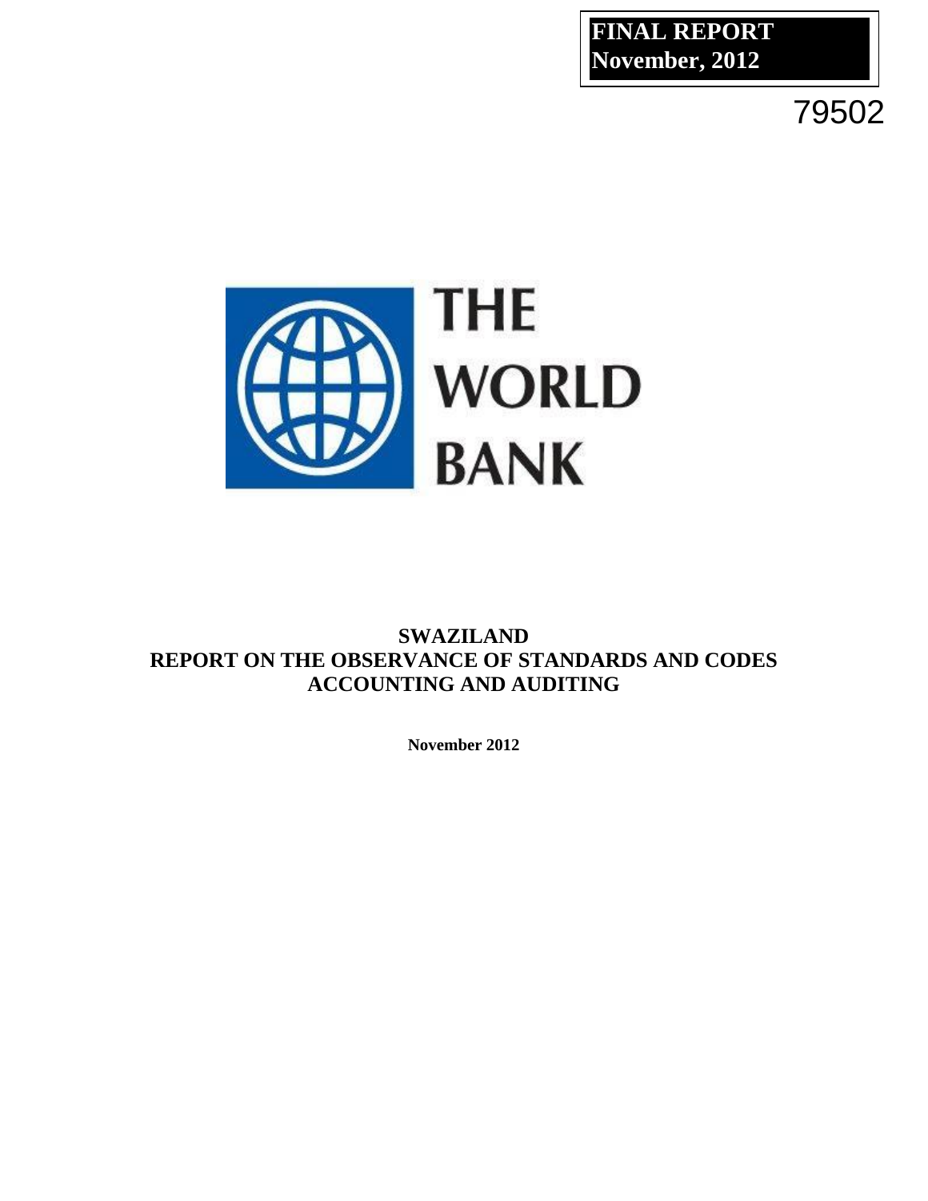**FINAL REPORT**
**November, 2012**

79502

THE WORLD BANK

# SWAZILAND
# REPORT ON THE OBSERVANCE OF STANDARDS AND CODES
# ACCOUNTING AND AUDITING

**November 2012**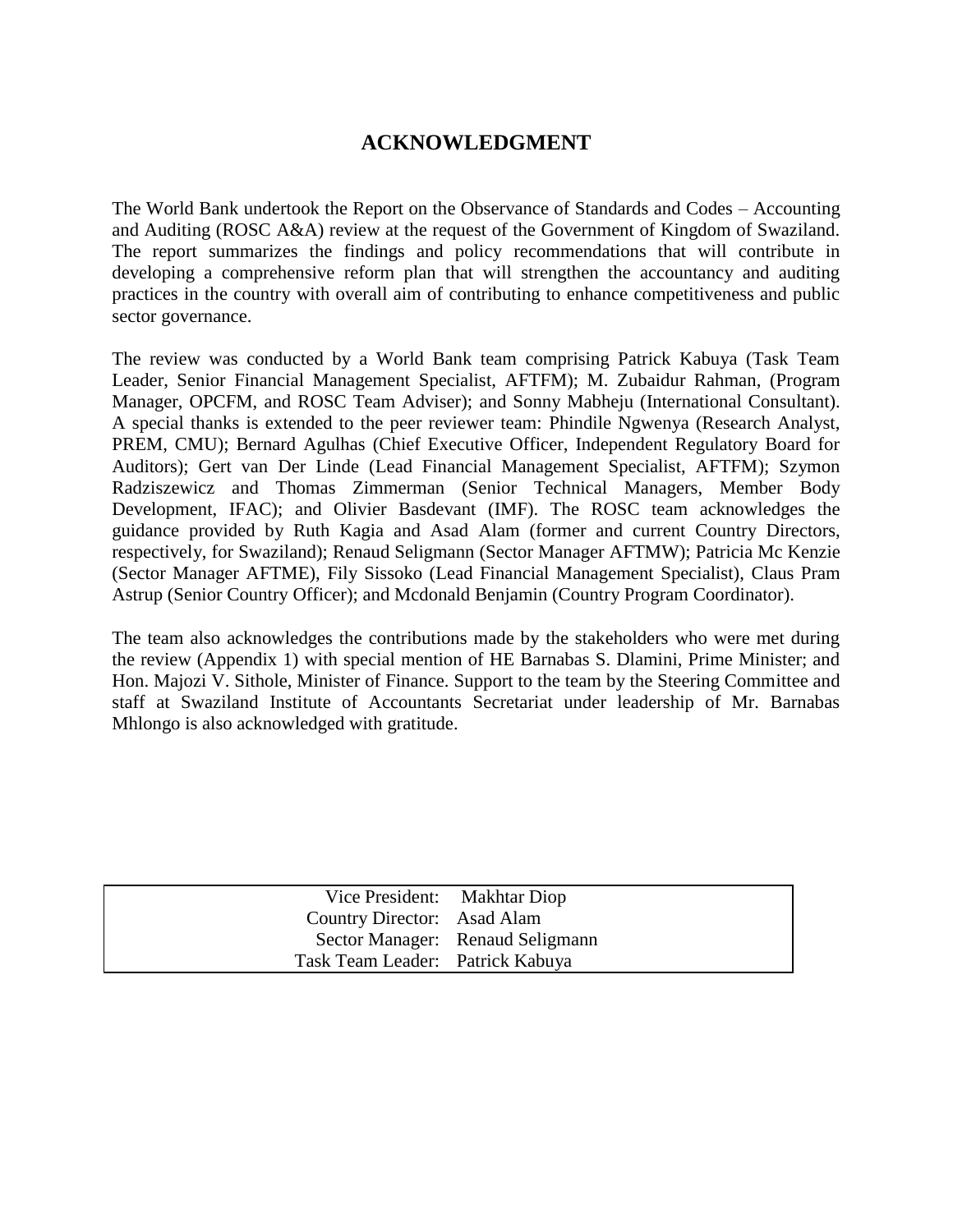# ACKNOWLEDGMENT

The World Bank undertook the Report on the Observance of Standards and Codes – Accounting and Auditing (ROSC A&A) review at the request of the Government of Kingdom of Swaziland. The report summarizes the findings and policy recommendations that will contribute in developing a comprehensive reform plan that will strengthen the accountancy and auditing practices in the country with overall aim of contributing to enhance competitiveness and public sector governance.

The review was conducted by a World Bank team comprising Patrick Kabuya (Task Team Leader, Senior Financial Management Specialist, AFTFM); M. Zubaidur Rahman, (Program Manager, OPCFM, and ROSC Team Adviser); and Sonny Mabheju (International Consultant). A special thanks is extended to the peer reviewer team: Phindile Ngwenya (Research Analyst, PREM, CMU); Bernard Agulhas (Chief Executive Officer, Independent Regulatory Board for Auditors); Gert van Der Linde (Lead Financial Management Specialist, AFTFM); Szymon Radziszewicz and Thomas Zimmerman (Senior Technical Managers, Member Body Development, IFAC); and Olivier Basdevant (IMF). The ROSC team acknowledges the guidance provided by Ruth Kagia and Asad Alam (former and current Country Directors, respectively, for Swaziland); Renaud Seligmann (Sector Manager AFTMW); Patricia Mc Kenzie (Sector Manager AFTME), Fily Sissoko (Lead Financial Management Specialist), Claus Pram Astrup (Senior Country Officer); and Mcdonald Benjamin (Country Program Coordinator).

The team also acknowledges the contributions made by the stakeholders who were met during the review (Appendix 1) with special mention of HE Barnabas S. Dlamini, Prime Minister; and Hon. Majozi V. Sithole, Minister of Finance. Support to the team by the Steering Committee and staff at Swaziland Institute of Accountants Secretariat under leadership of Mr. Barnabas Mhlongo is also acknowledged with gratitude.

| | |
|---|---|
| Vice President: | Makhtar Diop |
| Country Director: | Asad Alam |
| Sector Manager: | Renaud Seligmann |
| Task Team Leader: | Patrick Kabuya |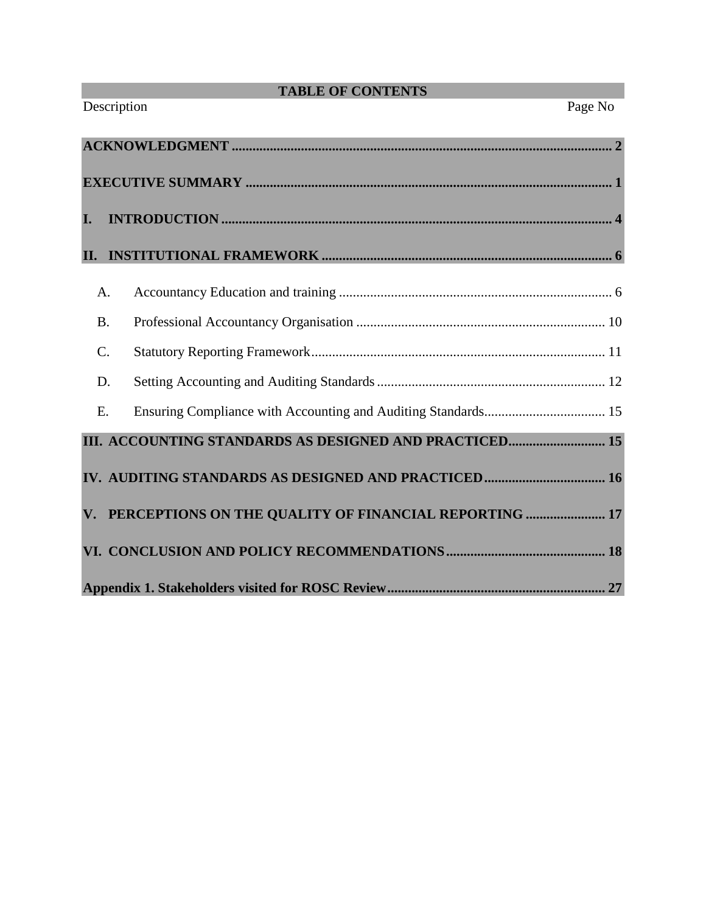## TABLE OF CONTENTS

| Description | Page No |
|---|---|
| **ACKNOWLEDGMENT** | **2** |
| **EXECUTIVE SUMMARY** | **1** |
| **I. INTRODUCTION** | **4** |
| **II. INSTITUTIONAL FRAMEWORK** | **6** |
| A. Accountancy Education and training | 6 |
| B. Professional Accountancy Organisation | 10 |
| C. Statutory Reporting Framework | 11 |
| D. Setting Accounting and Auditing Standards | 12 |
| E. Ensuring Compliance with Accounting and Auditing Standards | 15 |
| **III. ACCOUNTING STANDARDS AS DESIGNED AND PRACTICED** | **15** |
| **IV. AUDITING STANDARDS AS DESIGNED AND PRACTICED** | **16** |
| **V. PERCEPTIONS ON THE QUALITY OF FINANCIAL REPORTING** | **17** |
| **VI. CONCLUSION AND POLICY RECOMMENDATIONS** | **18** |
| **Appendix 1. Stakeholders visited for ROSC Review** | **27** |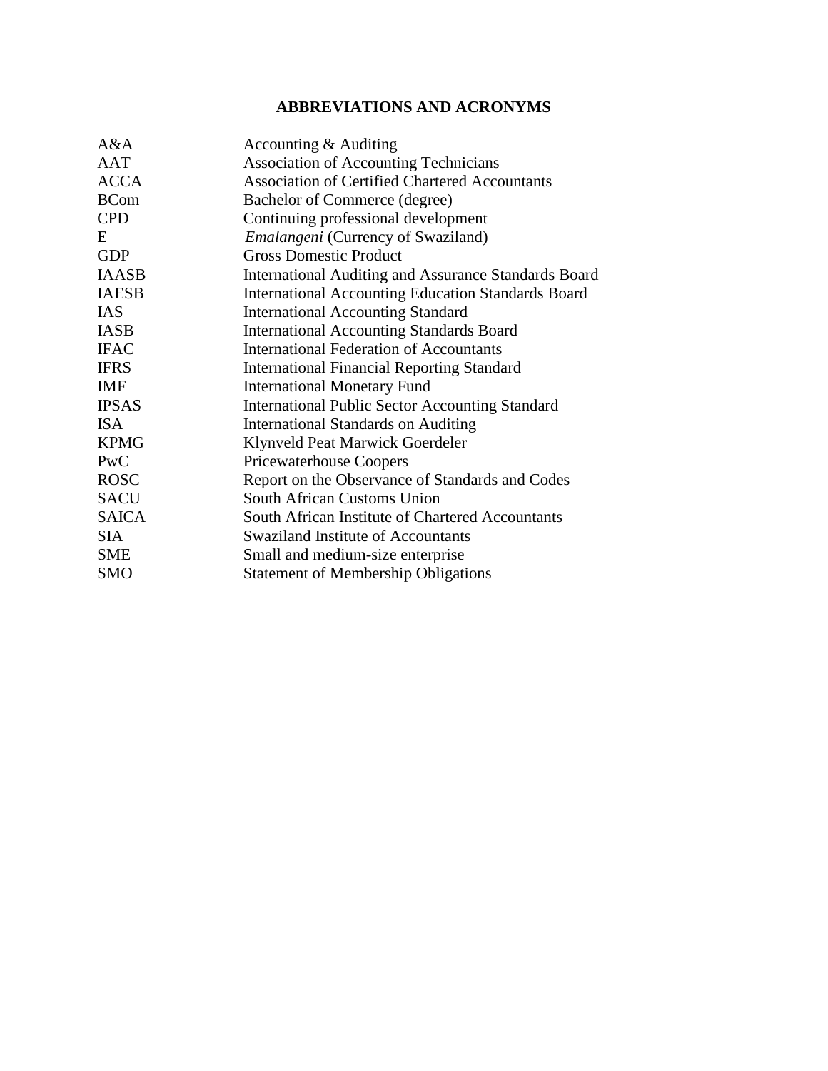# ABBREVIATIONS AND ACRONYMS

| | |
|---|---|
| A&A | Accounting & Auditing |
| AAT | Association of Accounting Technicians |
| ACCA | Association of Certified Chartered Accountants |
| BCom | Bachelor of Commerce (degree) |
| CPD | Continuing professional development |
| E | *Emalangeni* (Currency of Swaziland) |
| GDP | Gross Domestic Product |
| IAASB | International Auditing and Assurance Standards Board |
| IAESB | International Accounting Education Standards Board |
| IAS | International Accounting Standard |
| IASB | International Accounting Standards Board |
| IFAC | International Federation of Accountants |
| IFRS | International Financial Reporting Standard |
| IMF | International Monetary Fund |
| IPSAS | International Public Sector Accounting Standard |
| ISA | International Standards on Auditing |
| KPMG | Klynveld Peat Marwick Goerdeler |
| PwC | Pricewaterhouse Coopers |
| ROSC | Report on the Observance of Standards and Codes |
| SACU | South African Customs Union |
| SAICA | South African Institute of Chartered Accountants |
| SIA | Swaziland Institute of Accountants |
| SME | Small and medium-size enterprise |
| SMO | Statement of Membership Obligations |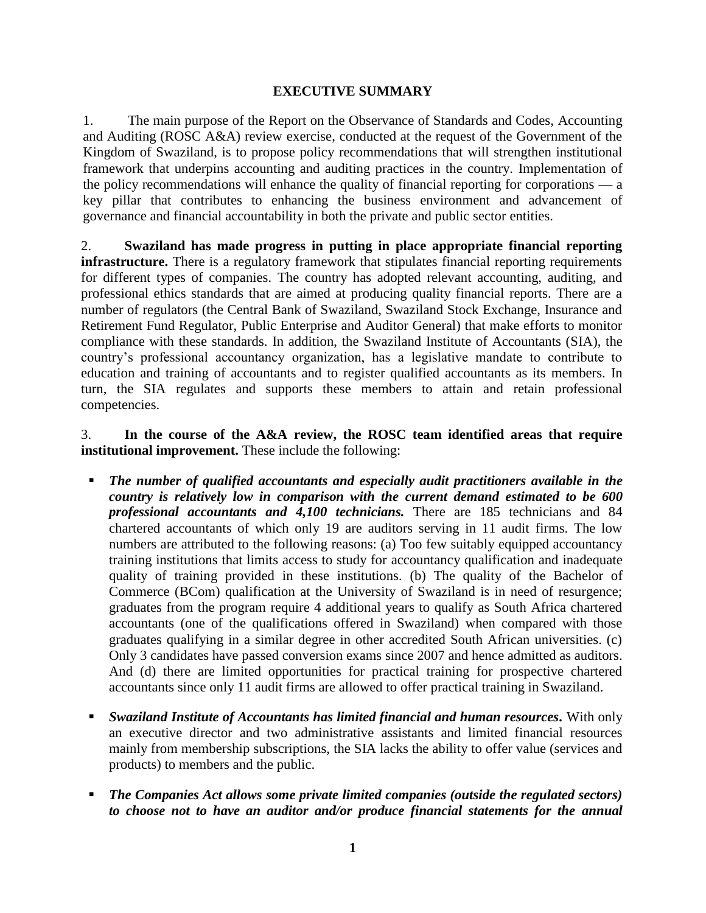## EXECUTIVE SUMMARY

1. The main purpose of the Report on the Observance of Standards and Codes, Accounting and Auditing (ROSC A&A) review exercise, conducted at the request of the Government of the Kingdom of Swaziland, is to propose policy recommendations that will strengthen institutional framework that underpins accounting and auditing practices in the country. Implementation of the policy recommendations will enhance the quality of financial reporting for corporations — a key pillar that contributes to enhancing the business environment and advancement of governance and financial accountability in both the private and public sector entities.

2. **Swaziland has made progress in putting in place appropriate financial reporting infrastructure.** There is a regulatory framework that stipulates financial reporting requirements for different types of companies. The country has adopted relevant accounting, auditing, and professional ethics standards that are aimed at producing quality financial reports. There are a number of regulators (the Central Bank of Swaziland, Swaziland Stock Exchange, Insurance and Retirement Fund Regulator, Public Enterprise and Auditor General) that make efforts to monitor compliance with these standards. In addition, the Swaziland Institute of Accountants (SIA), the country's professional accountancy organization, has a legislative mandate to contribute to education and training of accountants and to register qualified accountants as its members. In turn, the SIA regulates and supports these members to attain and retain professional competencies.

3. **In the course of the A&A review, the ROSC team identified areas that require institutional improvement.** These include the following:

- ***The number of qualified accountants and especially audit practitioners available in the country is relatively low in comparison with the current demand estimated to be 600 professional accountants and 4,100 technicians.*** There are 185 technicians and 84 chartered accountants of which only 19 are auditors serving in 11 audit firms. The low numbers are attributed to the following reasons: (a) Too few suitably equipped accountancy training institutions that limits access to study for accountancy qualification and inadequate quality of training provided in these institutions. (b) The quality of the Bachelor of Commerce (BCom) qualification at the University of Swaziland is in need of resurgence; graduates from the program require 4 additional years to qualify as South Africa chartered accountants (one of the qualifications offered in Swaziland) when compared with those graduates qualifying in a similar degree in other accredited South African universities. (c) Only 3 candidates have passed conversion exams since 2007 and hence admitted as auditors. And (d) there are limited opportunities for practical training for prospective chartered accountants since only 11 audit firms are allowed to offer practical training in Swaziland.

- ***Swaziland Institute of Accountants has limited financial and human resources.*** With only an executive director and two administrative assistants and limited financial resources mainly from membership subscriptions, the SIA lacks the ability to offer value (services and products) to members and the public.

- ***The Companies Act allows some private limited companies (outside the regulated sectors) to choose not to have an auditor and/or produce financial statements for the annual***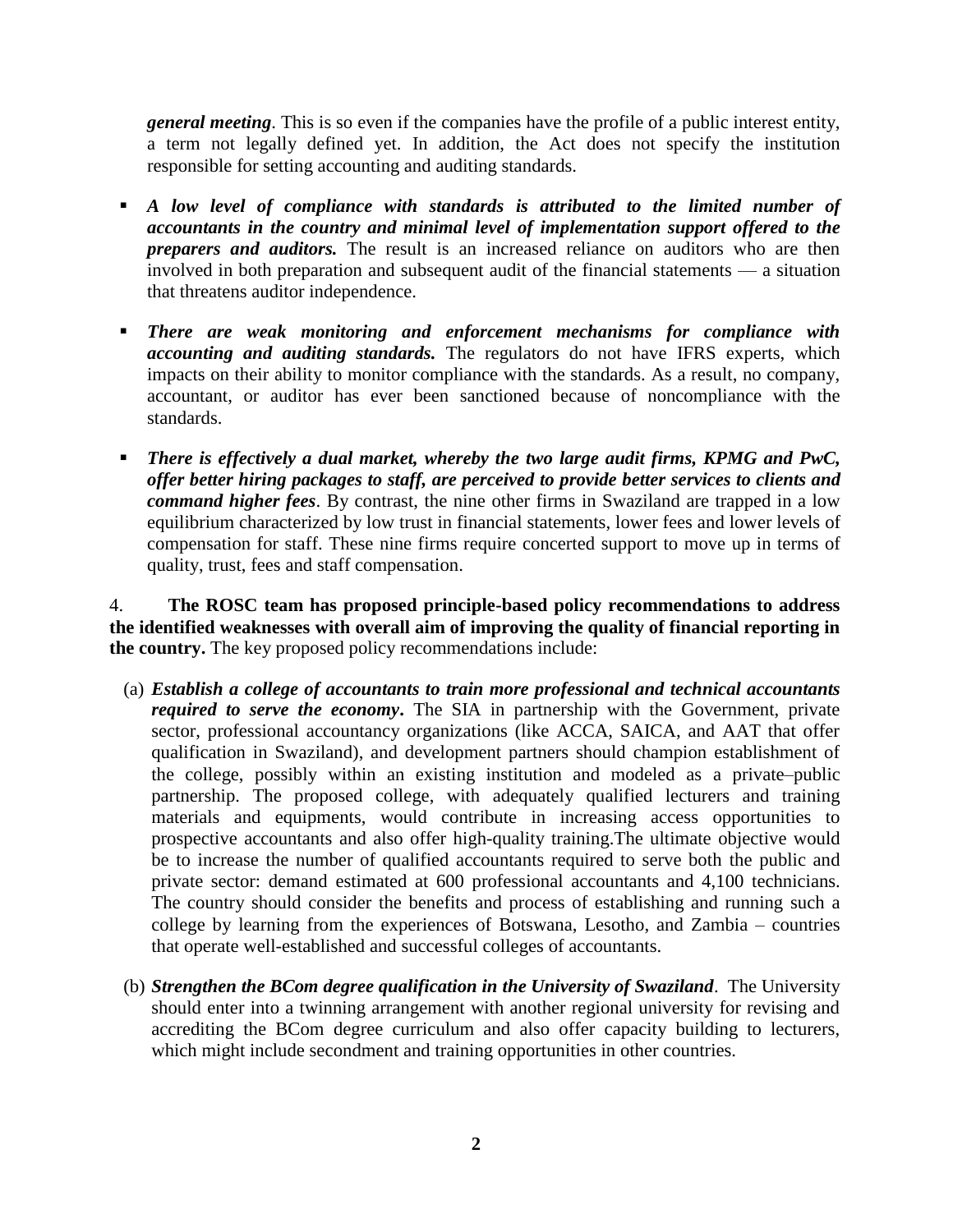*general meeting*. This is so even if the companies have the profile of a public interest entity, a term not legally defined yet. In addition, the Act does not specify the institution responsible for setting accounting and auditing standards.

- ***A low level of compliance with standards is attributed to the limited number of accountants in the country and minimal level of implementation support offered to the preparers and auditors.*** The result is an increased reliance on auditors who are then involved in both preparation and subsequent audit of the financial statements — a situation that threatens auditor independence.

- ***There are weak monitoring and enforcement mechanisms for compliance with accounting and auditing standards.*** The regulators do not have IFRS experts, which impacts on their ability to monitor compliance with the standards. As a result, no company, accountant, or auditor has ever been sanctioned because of noncompliance with the standards.

- ***There is effectively a dual market, whereby the two large audit firms, KPMG and PwC, offer better hiring packages to staff, are perceived to provide better services to clients and command higher fees***. By contrast, the nine other firms in Swaziland are trapped in a low equilibrium characterized by low trust in financial statements, lower fees and lower levels of compensation for staff. These nine firms require concerted support to move up in terms of quality, trust, fees and staff compensation.

4. **The ROSC team has proposed principle-based policy recommendations to address the identified weaknesses with overall aim of improving the quality of financial reporting in the country.** The key proposed policy recommendations include:

(a) ***Establish a college of accountants to train more professional and technical accountants required to serve the economy*.** The SIA in partnership with the Government, private sector, professional accountancy organizations (like ACCA, SAICA, and AAT that offer qualification in Swaziland), and development partners should champion establishment of the college, possibly within an existing institution and modeled as a private–public partnership. The proposed college, with adequately qualified lecturers and training materials and equipments, would contribute in increasing access opportunities to prospective accountants and also offer high-quality training.The ultimate objective would be to increase the number of qualified accountants required to serve both the public and private sector: demand estimated at 600 professional accountants and 4,100 technicians. The country should consider the benefits and process of establishing and running such a college by learning from the experiences of Botswana, Lesotho, and Zambia – countries that operate well-established and successful colleges of accountants.

(b) ***Strengthen the BCom degree qualification in the University of Swaziland***. The University should enter into a twinning arrangement with another regional university for revising and accrediting the BCom degree curriculum and also offer capacity building to lecturers, which might include secondment and training opportunities in other countries.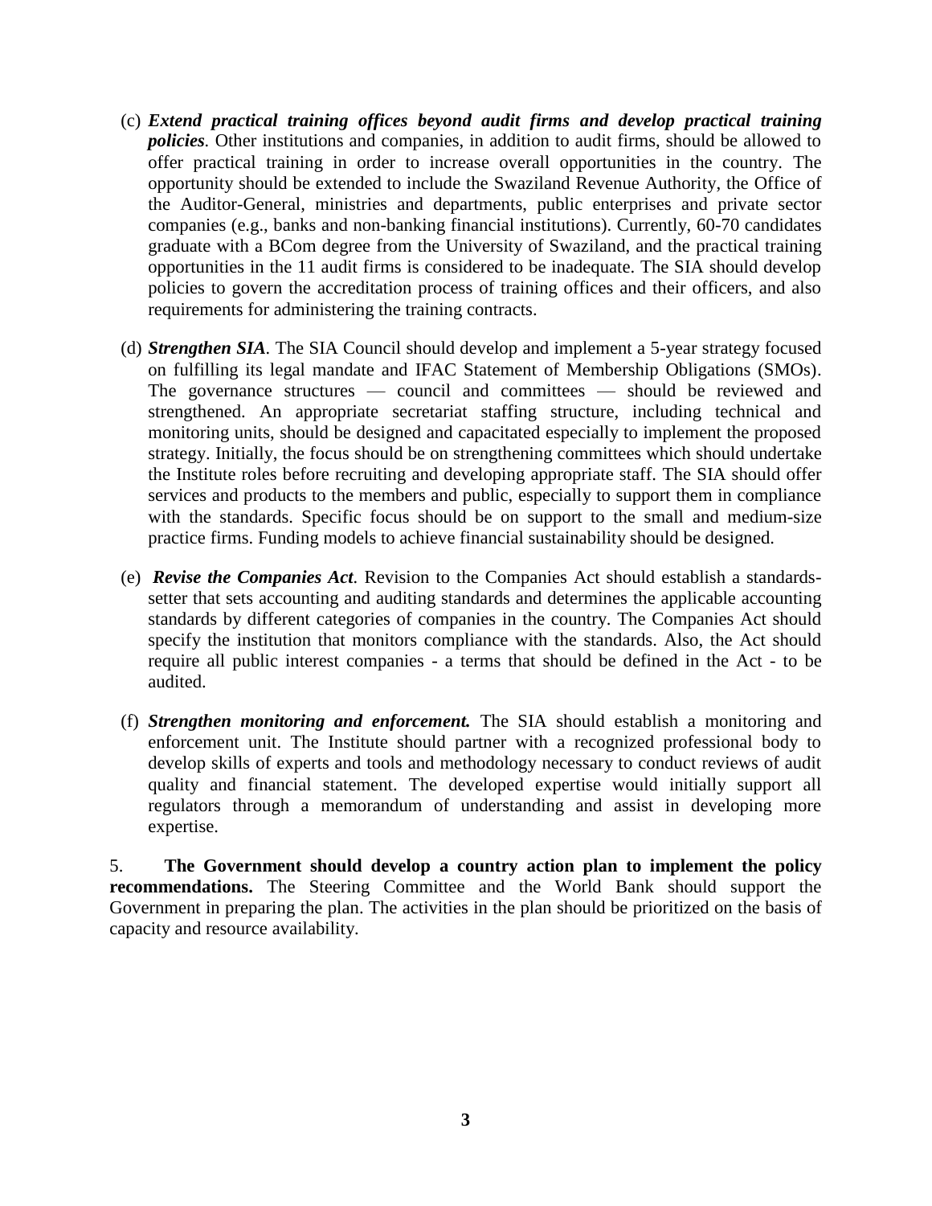(c) ***Extend practical training offices beyond audit firms and develop practical training policies***. Other institutions and companies, in addition to audit firms, should be allowed to offer practical training in order to increase overall opportunities in the country. The opportunity should be extended to include the Swaziland Revenue Authority, the Office of the Auditor-General, ministries and departments, public enterprises and private sector companies (e.g., banks and non-banking financial institutions). Currently, 60-70 candidates graduate with a BCom degree from the University of Swaziland, and the practical training opportunities in the 11 audit firms is considered to be inadequate. The SIA should develop policies to govern the accreditation process of training offices and their officers, and also requirements for administering the training contracts.

(d) ***Strengthen SIA***. The SIA Council should develop and implement a 5-year strategy focused on fulfilling its legal mandate and IFAC Statement of Membership Obligations (SMOs). The governance structures — council and committees — should be reviewed and strengthened. An appropriate secretariat staffing structure, including technical and monitoring units, should be designed and capacitated especially to implement the proposed strategy. Initially, the focus should be on strengthening committees which should undertake the Institute roles before recruiting and developing appropriate staff. The SIA should offer services and products to the members and public, especially to support them in compliance with the standards. Specific focus should be on support to the small and medium-size practice firms. Funding models to achieve financial sustainability should be designed.

(e) ***Revise the Companies Act***. Revision to the Companies Act should establish a standards-setter that sets accounting and auditing standards and determines the applicable accounting standards by different categories of companies in the country. The Companies Act should specify the institution that monitors compliance with the standards. Also, the Act should require all public interest companies - a terms that should be defined in the Act - to be audited.

(f) ***Strengthen monitoring and enforcement.*** The SIA should establish a monitoring and enforcement unit. The Institute should partner with a recognized professional body to develop skills of experts and tools and methodology necessary to conduct reviews of audit quality and financial statement. The developed expertise would initially support all regulators through a memorandum of understanding and assist in developing more expertise.

5. **The Government should develop a country action plan to implement the policy recommendations.** The Steering Committee and the World Bank should support the Government in preparing the plan. The activities in the plan should be prioritized on the basis of capacity and resource availability.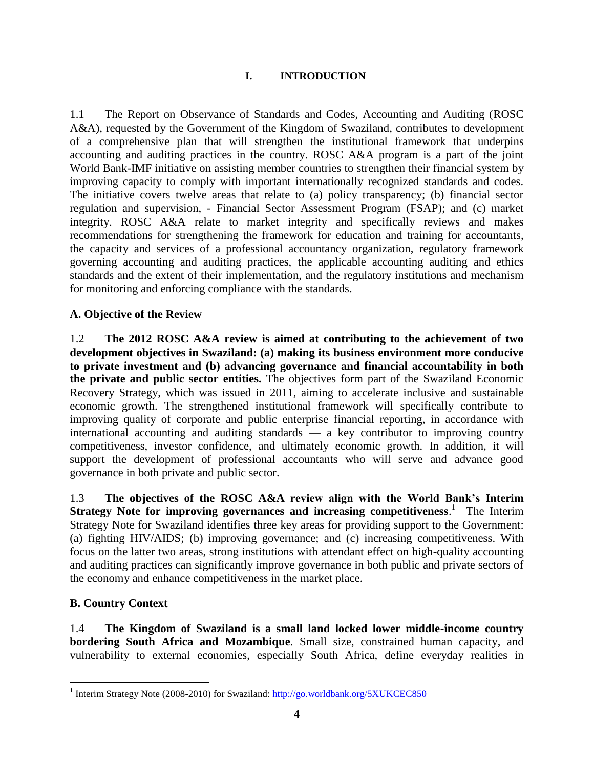# I. INTRODUCTION

1.1 The Report on Observance of Standards and Codes, Accounting and Auditing (ROSC A&A), requested by the Government of the Kingdom of Swaziland, contributes to development of a comprehensive plan that will strengthen the institutional framework that underpins accounting and auditing practices in the country. ROSC A&A program is a part of the joint World Bank-IMF initiative on assisting member countries to strengthen their financial system by improving capacity to comply with important internationally recognized standards and codes. The initiative covers twelve areas that relate to (a) policy transparency; (b) financial sector regulation and supervision, - Financial Sector Assessment Program (FSAP); and (c) market integrity. ROSC A&A relate to market integrity and specifically reviews and makes recommendations for strengthening the framework for education and training for accountants, the capacity and services of a professional accountancy organization, regulatory framework governing accounting and auditing practices, the applicable accounting auditing and ethics standards and the extent of their implementation, and the regulatory institutions and mechanism for monitoring and enforcing compliance with the standards.

## A. Objective of the Review

1.2 **The 2012 ROSC A&A review is aimed at contributing to the achievement of two development objectives in Swaziland: (a) making its business environment more conducive to private investment and (b) advancing governance and financial accountability in both the private and public sector entities.** The objectives form part of the Swaziland Economic Recovery Strategy, which was issued in 2011, aiming to accelerate inclusive and sustainable economic growth. The strengthened institutional framework will specifically contribute to improving quality of corporate and public enterprise financial reporting, in accordance with international accounting and auditing standards — a key contributor to improving country competitiveness, investor confidence, and ultimately economic growth. In addition, it will support the development of professional accountants who will serve and advance good governance in both private and public sector.

1.3 **The objectives of the ROSC A&A review align with the World Bank's Interim Strategy Note for improving governances and increasing competitiveness**.[1] The Interim Strategy Note for Swaziland identifies three key areas for providing support to the Government: (a) fighting HIV/AIDS; (b) improving governance; and (c) increasing competitiveness. With focus on the latter two areas, strong institutions with attendant effect on high-quality accounting and auditing practices can significantly improve governance in both public and private sectors of the economy and enhance competitiveness in the market place.

## B. Country Context

1.4 **The Kingdom of Swaziland is a small land locked lower middle-income country bordering South Africa and Mozambique**. Small size, constrained human capacity, and vulnerability to external economies, especially South Africa, define everyday realities in

[1] Interim Strategy Note (2008-2010) for Swaziland: http://go.worldbank.org/5XUKCEC850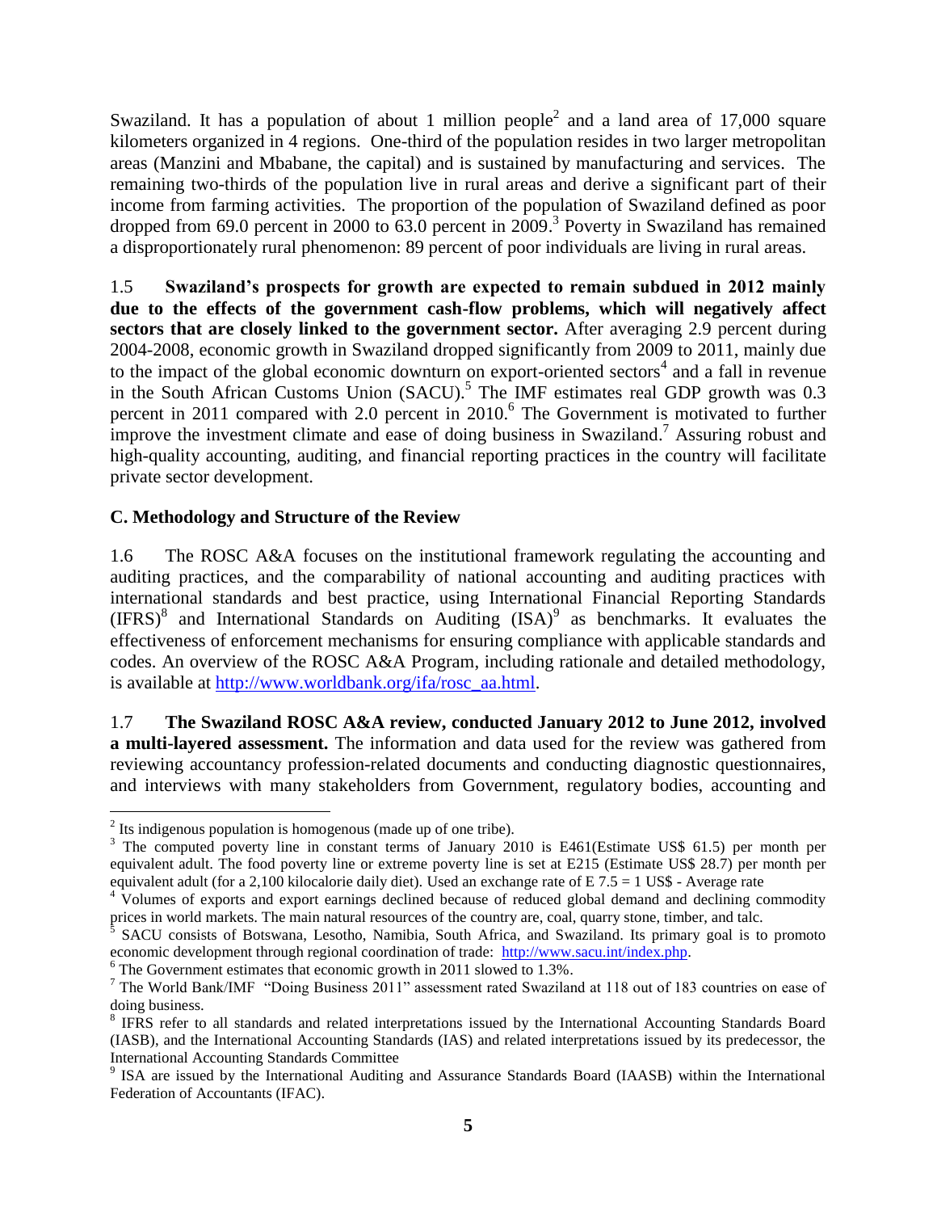Swaziland. It has a population of about 1 million people[2] and a land area of 17,000 square kilometers organized in 4 regions. One-third of the population resides in two larger metropolitan areas (Manzini and Mbabane, the capital) and is sustained by manufacturing and services. The remaining two-thirds of the population live in rural areas and derive a significant part of their income from farming activities. The proportion of the population of Swaziland defined as poor dropped from 69.0 percent in 2000 to 63.0 percent in 2009.[3] Poverty in Swaziland has remained a disproportionately rural phenomenon: 89 percent of poor individuals are living in rural areas.

1.5 **Swaziland's prospects for growth are expected to remain subdued in 2012 mainly due to the effects of the government cash-flow problems, which will negatively affect sectors that are closely linked to the government sector.** After averaging 2.9 percent during 2004-2008, economic growth in Swaziland dropped significantly from 2009 to 2011, mainly due to the impact of the global economic downturn on export-oriented sectors[4] and a fall in revenue in the South African Customs Union (SACU).[5] The IMF estimates real GDP growth was 0.3 percent in 2011 compared with 2.0 percent in 2010.[6] The Government is motivated to further improve the investment climate and ease of doing business in Swaziland.[7] Assuring robust and high-quality accounting, auditing, and financial reporting practices in the country will facilitate private sector development.

### C. Methodology and Structure of the Review

1.6 The ROSC A&A focuses on the institutional framework regulating the accounting and auditing practices, and the comparability of national accounting and auditing practices with international standards and best practice, using International Financial Reporting Standards (IFRS)[8] and International Standards on Auditing (ISA)[9] as benchmarks. It evaluates the effectiveness of enforcement mechanisms for ensuring compliance with applicable standards and codes. An overview of the ROSC A&A Program, including rationale and detailed methodology, is available at http://www.worldbank.org/ifa/rosc_aa.html.

1.7 **The Swaziland ROSC A&A review, conducted January 2012 to June 2012, involved a multi-layered assessment.** The information and data used for the review was gathered from reviewing accountancy profession-related documents and conducting diagnostic questionnaires, and interviews with many stakeholders from Government, regulatory bodies, accounting and

---

[2] Its indigenous population is homogenous (made up of one tribe).

[3] The computed poverty line in constant terms of January 2010 is E461(Estimate US$ 61.5) per month per equivalent adult. The food poverty line or extreme poverty line is set at E215 (Estimate US$ 28.7) per month per equivalent adult (for a 2,100 kilocalorie daily diet). Used an exchange rate of E 7.5 = 1 US$ - Average rate

[4] Volumes of exports and export earnings declined because of reduced global demand and declining commodity prices in world markets. The main natural resources of the country are, coal, quarry stone, timber, and talc.

[5] SACU consists of Botswana, Lesotho, Namibia, South Africa, and Swaziland. Its primary goal is to promoto economic development through regional coordination of trade: http://www.sacu.int/index.php.

[6] The Government estimates that economic growth in 2011 slowed to 1.3%.

[7] The World Bank/IMF "Doing Business 2011" assessment rated Swaziland at 118 out of 183 countries on ease of doing business.

[8] IFRS refer to all standards and related interpretations issued by the International Accounting Standards Board (IASB), and the International Accounting Standards (IAS) and related interpretations issued by its predecessor, the International Accounting Standards Committee

[9] ISA are issued by the International Auditing and Assurance Standards Board (IAASB) within the International Federation of Accountants (IFAC).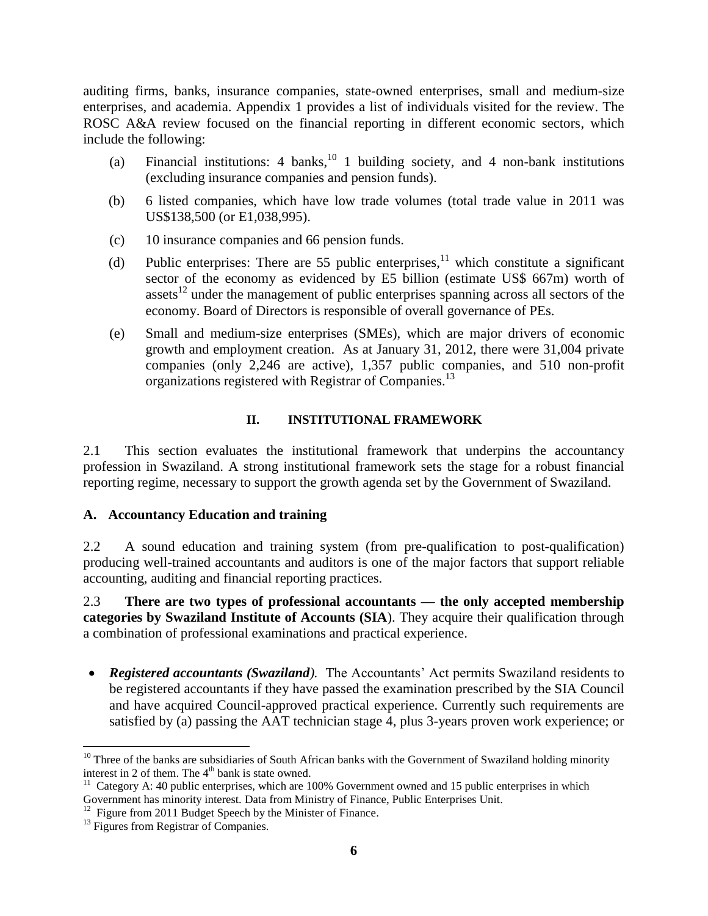auditing firms, banks, insurance companies, state-owned enterprises, small and medium-size enterprises, and academia. Appendix 1 provides a list of individuals visited for the review. The ROSC A&A review focused on the financial reporting in different economic sectors, which include the following:

(a) Financial institutions: 4 banks,[10] 1 building society, and 4 non-bank institutions (excluding insurance companies and pension funds).

(b) 6 listed companies, which have low trade volumes (total trade value in 2011 was US$138,500 (or E1,038,995).

(c) 10 insurance companies and 66 pension funds.

(d) Public enterprises: There are 55 public enterprises,[11] which constitute a significant sector of the economy as evidenced by E5 billion (estimate US$ 667m) worth of assets[12] under the management of public enterprises spanning across all sectors of the economy. Board of Directors is responsible of overall governance of PEs.

(e) Small and medium-size enterprises (SMEs), which are major drivers of economic growth and employment creation. As at January 31, 2012, there were 31,004 private companies (only 2,246 are active), 1,357 public companies, and 510 non-profit organizations registered with Registrar of Companies.[13]

## II. INSTITUTIONAL FRAMEWORK

2.1 This section evaluates the institutional framework that underpins the accountancy profession in Swaziland. A strong institutional framework sets the stage for a robust financial reporting regime, necessary to support the growth agenda set by the Government of Swaziland.

### A. Accountancy Education and training

2.2 A sound education and training system (from pre-qualification to post-qualification) producing well-trained accountants and auditors is one of the major factors that support reliable accounting, auditing and financial reporting practices.

2.3 **There are two types of professional accountants — the only accepted membership categories by Swaziland Institute of Accounts (SIA**). They acquire their qualification through a combination of professional examinations and practical experience.

- ***Registered accountants (Swaziland).*** The Accountants' Act permits Swaziland residents to be registered accountants if they have passed the examination prescribed by the SIA Council and have acquired Council-approved practical experience. Currently such requirements are satisfied by (a) passing the AAT technician stage 4, plus 3-years proven work experience; or

---

[10] Three of the banks are subsidiaries of South African banks with the Government of Swaziland holding minority interest in 2 of them. The 4th bank is state owned.

[11] Category A: 40 public enterprises, which are 100% Government owned and 15 public enterprises in which Government has minority interest. Data from Ministry of Finance, Public Enterprises Unit.

[12] Figure from 2011 Budget Speech by the Minister of Finance.

[13] Figures from Registrar of Companies.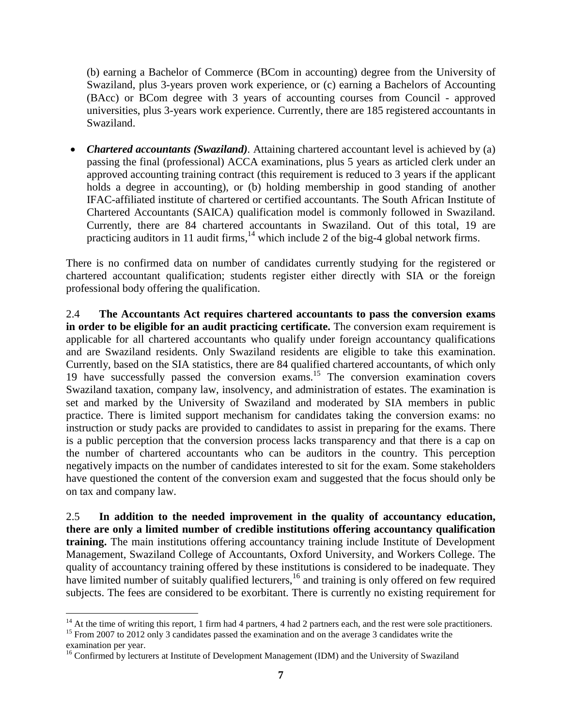(b) earning a Bachelor of Commerce (BCom in accounting) degree from the University of Swaziland, plus 3-years proven work experience, or (c) earning a Bachelors of Accounting (BAcc) or BCom degree with 3 years of accounting courses from Council - approved universities, plus 3-years work experience. Currently, there are 185 registered accountants in Swaziland.

- ***Chartered accountants (Swaziland)***. Attaining chartered accountant level is achieved by (a) passing the final (professional) ACCA examinations, plus 5 years as articled clerk under an approved accounting training contract (this requirement is reduced to 3 years if the applicant holds a degree in accounting), or (b) holding membership in good standing of another IFAC-affiliated institute of chartered or certified accountants. The South African Institute of Chartered Accountants (SAICA) qualification model is commonly followed in Swaziland. Currently, there are 84 chartered accountants in Swaziland. Out of this total, 19 are practicing auditors in 11 audit firms,[14] which include 2 of the big-4 global network firms.

There is no confirmed data on number of candidates currently studying for the registered or chartered accountant qualification; students register either directly with SIA or the foreign professional body offering the qualification.

2.4 **The Accountants Act requires chartered accountants to pass the conversion exams in order to be eligible for an audit practicing certificate.** The conversion exam requirement is applicable for all chartered accountants who qualify under foreign accountancy qualifications and are Swaziland residents. Only Swaziland residents are eligible to take this examination. Currently, based on the SIA statistics, there are 84 qualified chartered accountants, of which only 19 have successfully passed the conversion exams.[15] The conversion examination covers Swaziland taxation, company law, insolvency, and administration of estates. The examination is set and marked by the University of Swaziland and moderated by SIA members in public practice. There is limited support mechanism for candidates taking the conversion exams: no instruction or study packs are provided to candidates to assist in preparing for the exams. There is a public perception that the conversion process lacks transparency and that there is a cap on the number of chartered accountants who can be auditors in the country. This perception negatively impacts on the number of candidates interested to sit for the exam. Some stakeholders have questioned the content of the conversion exam and suggested that the focus should only be on tax and company law.

2.5 **In addition to the needed improvement in the quality of accountancy education, there are only a limited number of credible institutions offering accountancy qualification training.** The main institutions offering accountancy training include Institute of Development Management, Swaziland College of Accountants, Oxford University, and Workers College. The quality of accountancy training offered by these institutions is considered to be inadequate. They have limited number of suitably qualified lecturers,[16] and training is only offered on few required subjects. The fees are considered to be exorbitant. There is currently no existing requirement for

---

[14] At the time of writing this report, 1 firm had 4 partners, 4 had 2 partners each, and the rest were sole practitioners.

[15] From 2007 to 2012 only 3 candidates passed the examination and on the average 3 candidates write the examination per year.

[16] Confirmed by lecturers at Institute of Development Management (IDM) and the University of Swaziland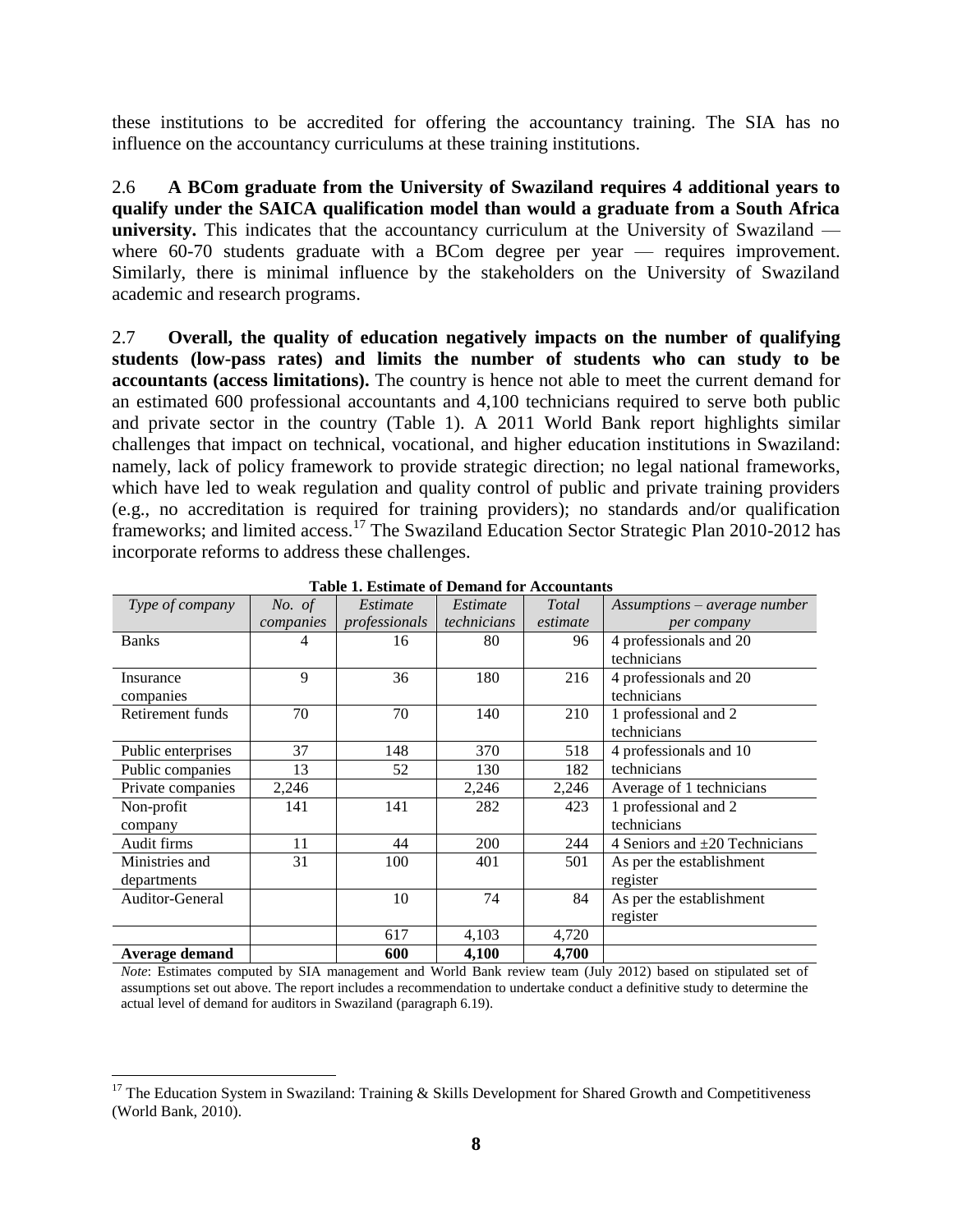these institutions to be accredited for offering the accountancy training. The SIA has no influence on the accountancy curriculums at these training institutions.

2.6 **A BCom graduate from the University of Swaziland requires 4 additional years to qualify under the SAICA qualification model than would a graduate from a South Africa university.** This indicates that the accountancy curriculum at the University of Swaziland — where 60-70 students graduate with a BCom degree per year — requires improvement. Similarly, there is minimal influence by the stakeholders on the University of Swaziland academic and research programs.

2.7 **Overall, the quality of education negatively impacts on the number of qualifying students (low-pass rates) and limits the number of students who can study to be accountants (access limitations).** The country is hence not able to meet the current demand for an estimated 600 professional accountants and 4,100 technicians required to serve both public and private sector in the country (Table 1). A 2011 World Bank report highlights similar challenges that impact on technical, vocational, and higher education institutions in Swaziland: namely, lack of policy framework to provide strategic direction; no legal national frameworks, which have led to weak regulation and quality control of public and private training providers (e.g., no accreditation is required for training providers); no standards and/or qualification frameworks; and limited access.[17] The Swaziland Education Sector Strategic Plan 2010-2012 has incorporate reforms to address these challenges.

**Table 1. Estimate of Demand for Accountants**

| *Type of company* | *No. of companies* | *Estimate professionals* | *Estimate technicians* | *Total estimate* | *Assumptions – average number per company* |
|---|---|---|---|---|---|
| Banks | 4 | 16 | 80 | 96 | 4 professionals and 20 technicians |
| Insurance companies | 9 | 36 | 180 | 216 | 4 professionals and 20 technicians |
| Retirement funds | 70 | 70 | 140 | 210 | 1 professional and 2 technicians |
| Public enterprises | 37 | 148 | 370 | 518 | 4 professionals and 10 technicians |
| Public companies | 13 | 52 | 130 | 182 | |
| Private companies | 2,246 | | 2,246 | 2,246 | Average of 1 technicians |
| Non-profit company | 141 | 141 | 282 | 423 | 1 professional and 2 technicians |
| Audit firms | 11 | 44 | 200 | 244 | 4 Seniors and ±20 Technicians |
| Ministries and departments | 31 | 100 | 401 | 501 | As per the establishment register |
| Auditor-General | | 10 | 74 | 84 | As per the establishment register |
| | | 617 | 4,103 | 4,720 | |
| **Average demand** | | **600** | **4,100** | **4,700** | |

*Note*: Estimates computed by SIA management and World Bank review team (July 2012) based on stipulated set of assumptions set out above. The report includes a recommendation to undertake conduct a definitive study to determine the actual level of demand for auditors in Swaziland (paragraph 6.19).

[17] The Education System in Swaziland: Training & Skills Development for Shared Growth and Competitiveness (World Bank, 2010).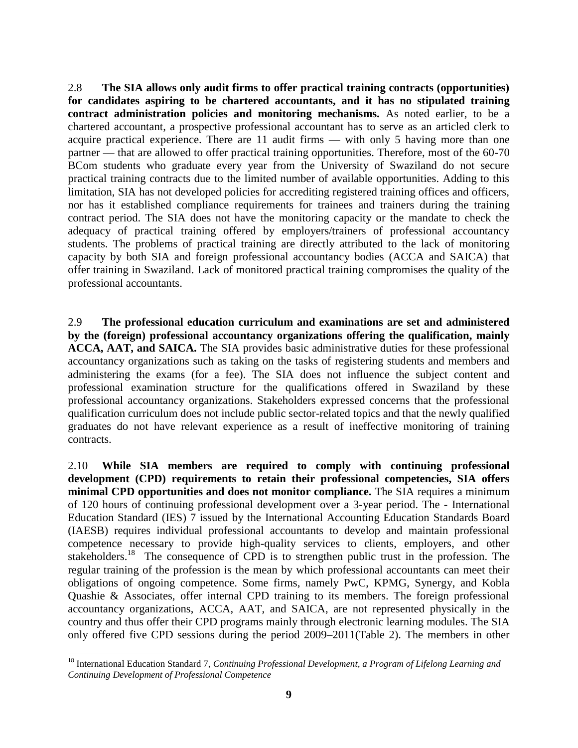2.8 **The SIA allows only audit firms to offer practical training contracts (opportunities) for candidates aspiring to be chartered accountants, and it has no stipulated training contract administration policies and monitoring mechanisms.** As noted earlier, to be a chartered accountant, a prospective professional accountant has to serve as an articled clerk to acquire practical experience. There are 11 audit firms — with only 5 having more than one partner — that are allowed to offer practical training opportunities. Therefore, most of the 60-70 BCom students who graduate every year from the University of Swaziland do not secure practical training contracts due to the limited number of available opportunities. Adding to this limitation, SIA has not developed policies for accrediting registered training offices and officers, nor has it established compliance requirements for trainees and trainers during the training contract period. The SIA does not have the monitoring capacity or the mandate to check the adequacy of practical training offered by employers/trainers of professional accountancy students. The problems of practical training are directly attributed to the lack of monitoring capacity by both SIA and foreign professional accountancy bodies (ACCA and SAICA) that offer training in Swaziland. Lack of monitored practical training compromises the quality of the professional accountants.

2.9 **The professional education curriculum and examinations are set and administered by the (foreign) professional accountancy organizations offering the qualification, mainly ACCA, AAT, and SAICA.** The SIA provides basic administrative duties for these professional accountancy organizations such as taking on the tasks of registering students and members and administering the exams (for a fee). The SIA does not influence the subject content and professional examination structure for the qualifications offered in Swaziland by these professional accountancy organizations. Stakeholders expressed concerns that the professional qualification curriculum does not include public sector-related topics and that the newly qualified graduates do not have relevant experience as a result of ineffective monitoring of training contracts.

2.10 **While SIA members are required to comply with continuing professional development (CPD) requirements to retain their professional competencies, SIA offers minimal CPD opportunities and does not monitor compliance.** The SIA requires a minimum of 120 hours of continuing professional development over a 3-year period. The - International Education Standard (IES) 7 issued by the International Accounting Education Standards Board (IAESB) requires individual professional accountants to develop and maintain professional competence necessary to provide high-quality services to clients, employers, and other stakeholders.[18] The consequence of CPD is to strengthen public trust in the profession. The regular training of the profession is the mean by which professional accountants can meet their obligations of ongoing competence. Some firms, namely PwC, KPMG, Synergy, and Kobla Quashie & Associates, offer internal CPD training to its members. The foreign professional accountancy organizations, ACCA, AAT, and SAICA, are not represented physically in the country and thus offer their CPD programs mainly through electronic learning modules. The SIA only offered five CPD sessions during the period 2009–2011(Table 2). The members in other

[18] International Education Standard 7, *Continuing Professional Development, a Program of Lifelong Learning and Continuing Development of Professional Competence*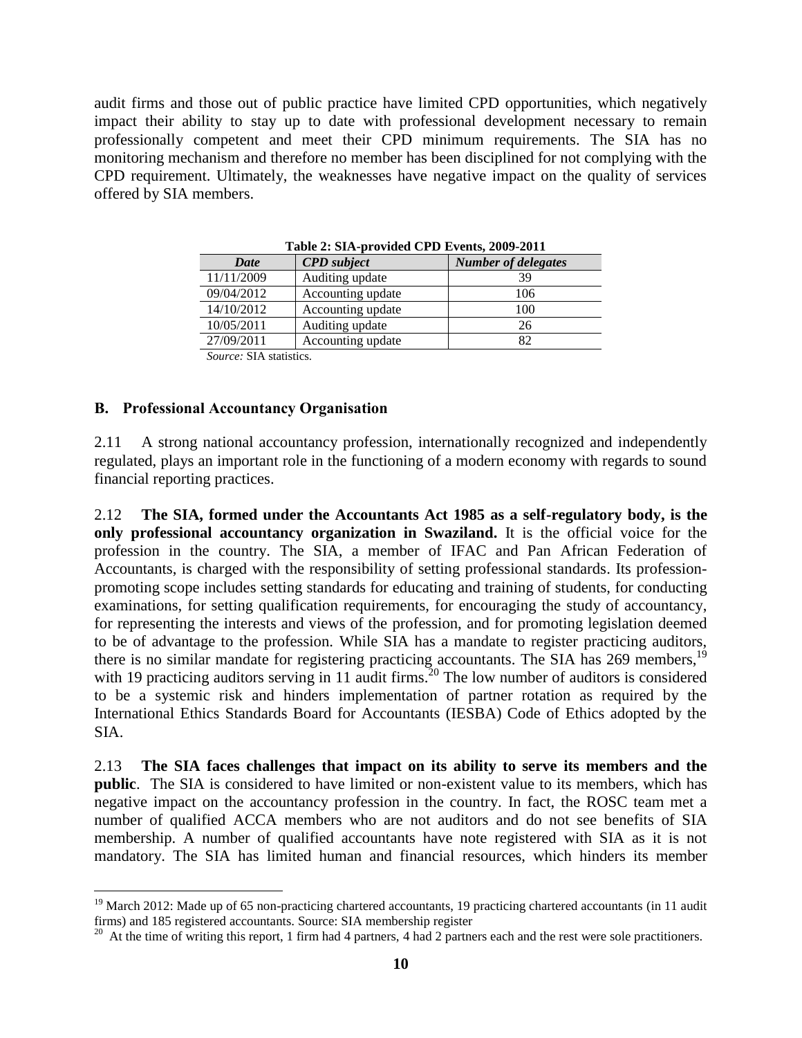audit firms and those out of public practice have limited CPD opportunities, which negatively impact their ability to stay up to date with professional development necessary to remain professionally competent and meet their CPD minimum requirements. The SIA has no monitoring mechanism and therefore no member has been disciplined for not complying with the CPD requirement. Ultimately, the weaknesses have negative impact on the quality of services offered by SIA members.

**Table 2: SIA-provided CPD Events, 2009-2011**

| *Date* | *CPD subject* | *Number of delegates* |
|---|---|---|
| 11/11/2009 | Auditing update | 39 |
| 09/04/2012 | Accounting update | 106 |
| 14/10/2012 | Accounting update | 100 |
| 10/05/2011 | Auditing update | 26 |
| 27/09/2011 | Accounting update | 82 |

*Source:* SIA statistics.

### B. Professional Accountancy Organisation

2.11 A strong national accountancy profession, internationally recognized and independently regulated, plays an important role in the functioning of a modern economy with regards to sound financial reporting practices.

2.12 **The SIA, formed under the Accountants Act 1985 as a self-regulatory body, is the only professional accountancy organization in Swaziland.** It is the official voice for the profession in the country. The SIA, a member of IFAC and Pan African Federation of Accountants, is charged with the responsibility of setting professional standards. Its profession-promoting scope includes setting standards for educating and training of students, for conducting examinations, for setting qualification requirements, for encouraging the study of accountancy, for representing the interests and views of the profession, and for promoting legislation deemed to be of advantage to the profession. While SIA has a mandate to register practicing auditors, there is no similar mandate for registering practicing accountants. The SIA has 269 members,[19] with 19 practicing auditors serving in 11 audit firms.[20] The low number of auditors is considered to be a systemic risk and hinders implementation of partner rotation as required by the International Ethics Standards Board for Accountants (IESBA) Code of Ethics adopted by the SIA.

2.13 **The SIA faces challenges that impact on its ability to serve its members and the public**. The SIA is considered to have limited or non-existent value to its members, which has negative impact on the accountancy profession in the country. In fact, the ROSC team met a number of qualified ACCA members who are not auditors and do not see benefits of SIA membership. A number of qualified accountants have note registered with SIA as it is not mandatory. The SIA has limited human and financial resources, which hinders its member

[19] March 2012: Made up of 65 non-practicing chartered accountants, 19 practicing chartered accountants (in 11 audit firms) and 185 registered accountants. Source: SIA membership register

[20] At the time of writing this report, 1 firm had 4 partners, 4 had 2 partners each and the rest were sole practitioners.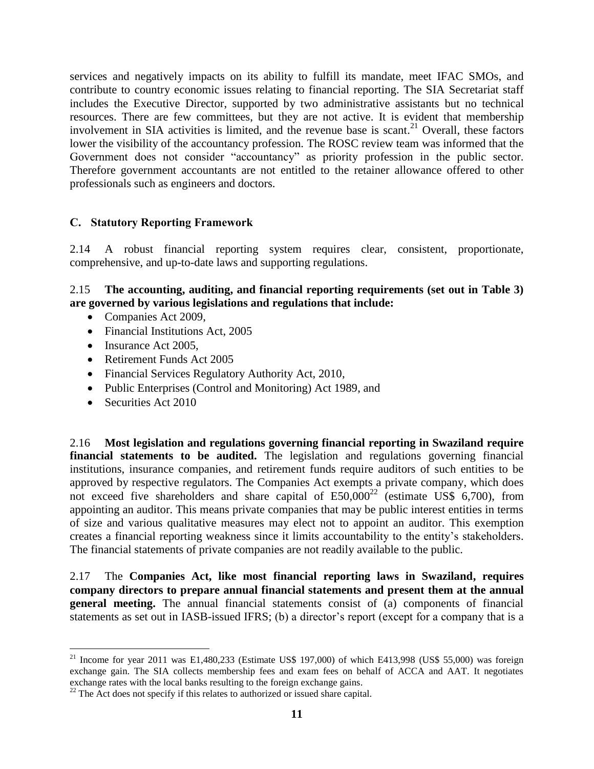services and negatively impacts on its ability to fulfill its mandate, meet IFAC SMOs, and contribute to country economic issues relating to financial reporting. The SIA Secretariat staff includes the Executive Director, supported by two administrative assistants but no technical resources. There are few committees, but they are not active. It is evident that membership involvement in SIA activities is limited, and the revenue base is scant.[21] Overall, these factors lower the visibility of the accountancy profession. The ROSC review team was informed that the Government does not consider "accountancy" as priority profession in the public sector. Therefore government accountants are not entitled to the retainer allowance offered to other professionals such as engineers and doctors.

### C. Statutory Reporting Framework

2.14 A robust financial reporting system requires clear, consistent, proportionate, comprehensive, and up-to-date laws and supporting regulations.

2.15 **The accounting, auditing, and financial reporting requirements (set out in Table 3) are governed by various legislations and regulations that include:**

- Companies Act 2009,
- Financial Institutions Act, 2005
- Insurance Act 2005,
- Retirement Funds Act 2005
- Financial Services Regulatory Authority Act, 2010,
- Public Enterprises (Control and Monitoring) Act 1989, and
- Securities Act 2010

2.16 **Most legislation and regulations governing financial reporting in Swaziland require financial statements to be audited.** The legislation and regulations governing financial institutions, insurance companies, and retirement funds require auditors of such entities to be approved by respective regulators. The Companies Act exempts a private company, which does not exceed five shareholders and share capital of E50,000[22] (estimate US$ 6,700), from appointing an auditor. This means private companies that may be public interest entities in terms of size and various qualitative measures may elect not to appoint an auditor. This exemption creates a financial reporting weakness since it limits accountability to the entity's stakeholders. The financial statements of private companies are not readily available to the public.

2.17 The **Companies Act, like most financial reporting laws in Swaziland, requires company directors to prepare annual financial statements and present them at the annual general meeting.** The annual financial statements consist of (a) components of financial statements as set out in IASB-issued IFRS; (b) a director's report (except for a company that is a

[21] Income for year 2011 was E1,480,233 (Estimate US$ 197,000) of which E413,998 (US$ 55,000) was foreign exchange gain. The SIA collects membership fees and exam fees on behalf of ACCA and AAT. It negotiates exchange rates with the local banks resulting to the foreign exchange gains.

[22] The Act does not specify if this relates to authorized or issued share capital.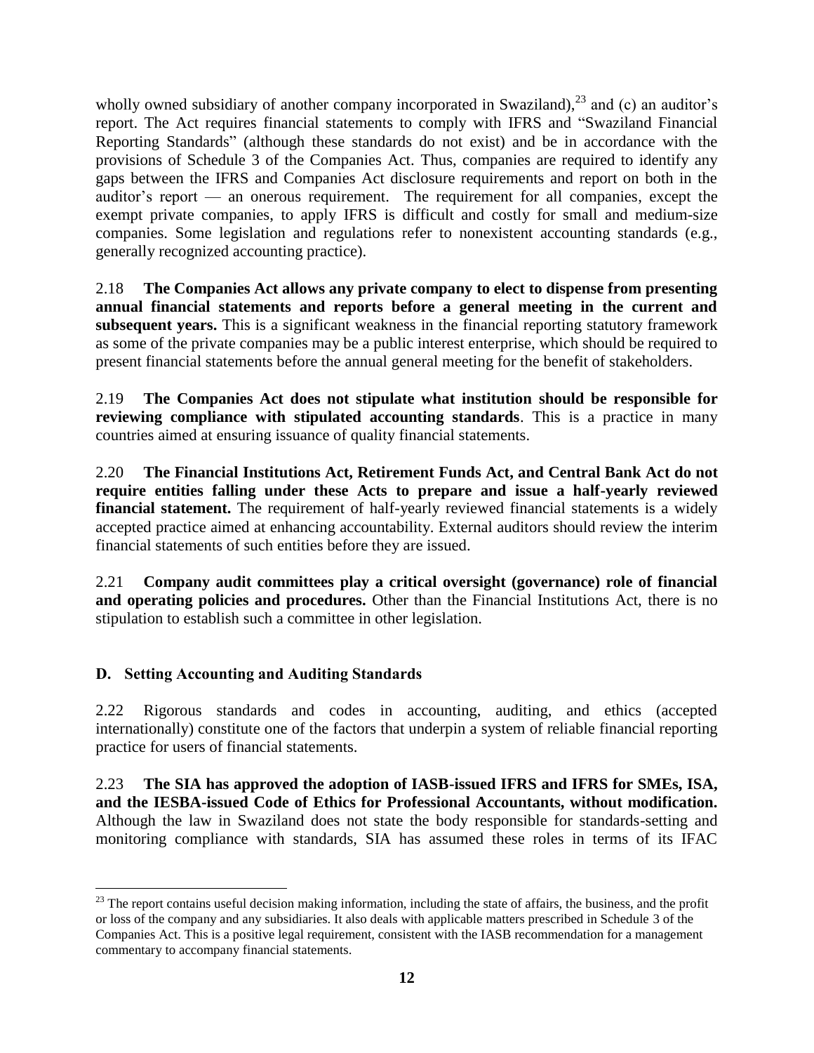wholly owned subsidiary of another company incorporated in Swaziland),[23] and (c) an auditor's report. The Act requires financial statements to comply with IFRS and "Swaziland Financial Reporting Standards" (although these standards do not exist) and be in accordance with the provisions of Schedule 3 of the Companies Act. Thus, companies are required to identify any gaps between the IFRS and Companies Act disclosure requirements and report on both in the auditor's report — an onerous requirement. The requirement for all companies, except the exempt private companies, to apply IFRS is difficult and costly for small and medium-size companies. Some legislation and regulations refer to nonexistent accounting standards (e.g., generally recognized accounting practice).

2.18 **The Companies Act allows any private company to elect to dispense from presenting annual financial statements and reports before a general meeting in the current and subsequent years.** This is a significant weakness in the financial reporting statutory framework as some of the private companies may be a public interest enterprise, which should be required to present financial statements before the annual general meeting for the benefit of stakeholders.

2.19 **The Companies Act does not stipulate what institution should be responsible for reviewing compliance with stipulated accounting standards**. This is a practice in many countries aimed at ensuring issuance of quality financial statements.

2.20 **The Financial Institutions Act, Retirement Funds Act, and Central Bank Act do not require entities falling under these Acts to prepare and issue a half-yearly reviewed financial statement.** The requirement of half-yearly reviewed financial statements is a widely accepted practice aimed at enhancing accountability. External auditors should review the interim financial statements of such entities before they are issued.

2.21 **Company audit committees play a critical oversight (governance) role of financial and operating policies and procedures.** Other than the Financial Institutions Act, there is no stipulation to establish such a committee in other legislation.

## D. Setting Accounting and Auditing Standards

2.22 Rigorous standards and codes in accounting, auditing, and ethics (accepted internationally) constitute one of the factors that underpin a system of reliable financial reporting practice for users of financial statements.

2.23 **The SIA has approved the adoption of IASB-issued IFRS and IFRS for SMEs, ISA, and the IESBA-issued Code of Ethics for Professional Accountants, without modification.** Although the law in Swaziland does not state the body responsible for standards-setting and monitoring compliance with standards, SIA has assumed these roles in terms of its IFAC

[23] The report contains useful decision making information, including the state of affairs, the business, and the profit or loss of the company and any subsidiaries. It also deals with applicable matters prescribed in Schedule 3 of the Companies Act. This is a positive legal requirement, consistent with the IASB recommendation for a management commentary to accompany financial statements.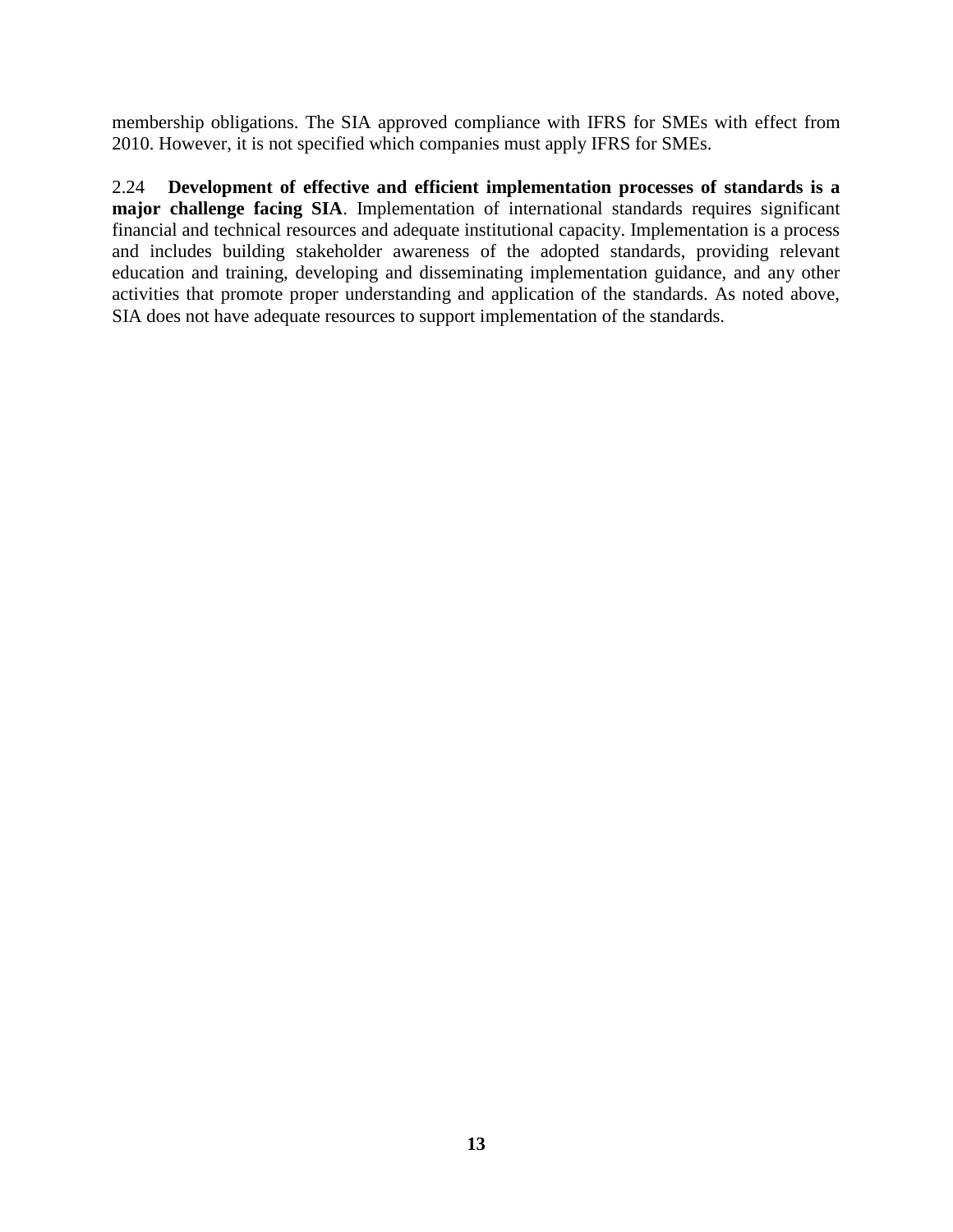membership obligations. The SIA approved compliance with IFRS for SMEs with effect from 2010. However, it is not specified which companies must apply IFRS for SMEs.

2.24 **Development of effective and efficient implementation processes of standards is a major challenge facing SIA**. Implementation of international standards requires significant financial and technical resources and adequate institutional capacity. Implementation is a process and includes building stakeholder awareness of the adopted standards, providing relevant education and training, developing and disseminating implementation guidance, and any other activities that promote proper understanding and application of the standards. As noted above, SIA does not have adequate resources to support implementation of the standards.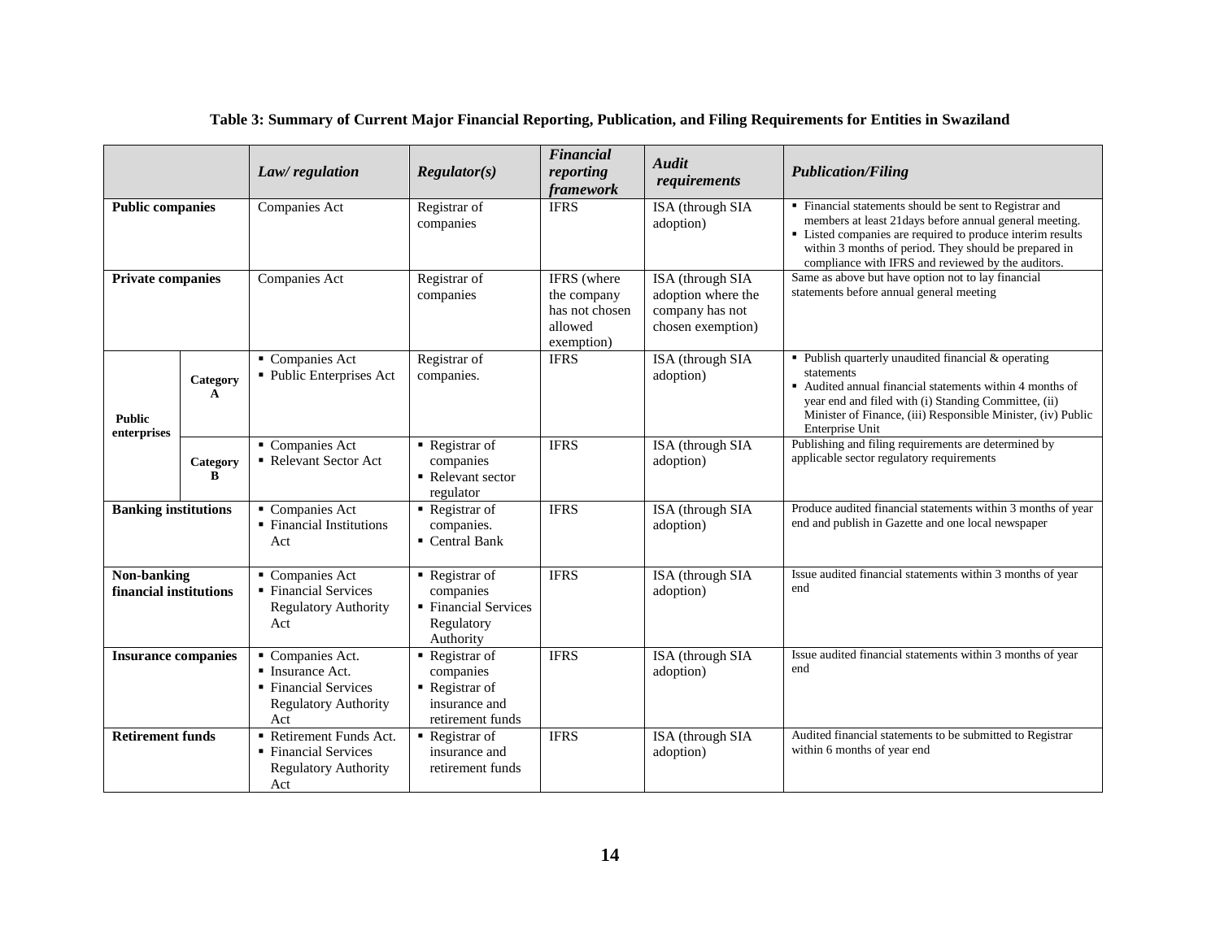**Table 3: Summary of Current Major Financial Reporting, Publication, and Filing Requirements for Entities in Swaziland**

| | | *Law/ regulation* | *Regulator(s)* | *Financial reporting framework* | *Audit requirements* | *Publication/Filing* |
|---|---|---|---|---|---|---|
| **Public companies** | | Companies Act | Registrar of companies | IFRS | ISA (through SIA adoption) | ▪ Financial statements should be sent to Registrar and members at least 21days before annual general meeting.<br>▪ Listed companies are required to produce interim results within 3 months of period. They should be prepared in compliance with IFRS and reviewed by the auditors. |
| **Private companies** | | Companies Act | Registrar of companies | IFRS (where the company has not chosen allowed exemption) | ISA (through SIA adoption where the company has not chosen exemption) | Same as above but have option not to lay financial statements before annual general meeting |
| **Public enterprises** | **Category A** | ▪ Companies Act<br>▪ Public Enterprises Act | Registrar of companies. | IFRS | ISA (through SIA adoption) | ▪ Publish quarterly unaudited financial & operating statements<br>▪ Audited annual financial statements within 4 months of year end and filed with (i) Standing Committee, (ii) Minister of Finance, (iii) Responsible Minister, (iv) Public Enterprise Unit |
| | **Category B** | ▪ Companies Act<br>▪ Relevant Sector Act | ▪ Registrar of companies<br>▪ Relevant sector regulator | IFRS | ISA (through SIA adoption) | Publishing and filing requirements are determined by applicable sector regulatory requirements |
| **Banking institutions** | | ▪ Companies Act<br>▪ Financial Institutions Act | ▪ Registrar of companies.<br>▪ Central Bank | IFRS | ISA (through SIA adoption) | Produce audited financial statements within 3 months of year end and publish in Gazette and one local newspaper |
| **Non-banking financial institutions** | | ▪ Companies Act<br>▪ Financial Services Regulatory Authority Act | ▪ Registrar of companies<br>▪ Financial Services Regulatory Authority | IFRS | ISA (through SIA adoption) | Issue audited financial statements within 3 months of year end |
| **Insurance companies** | | ▪ Companies Act.<br>▪ Insurance Act.<br>▪ Financial Services Regulatory Authority Act | ▪ Registrar of companies<br>▪ Registrar of insurance and retirement funds | IFRS | ISA (through SIA adoption) | Issue audited financial statements within 3 months of year end |
| **Retirement funds** | | ▪ Retirement Funds Act.<br>▪ Financial Services Regulatory Authority Act | ▪ Registrar of insurance and retirement funds | IFRS | ISA (through SIA adoption) | Audited financial statements to be submitted to Registrar within 6 months of year end |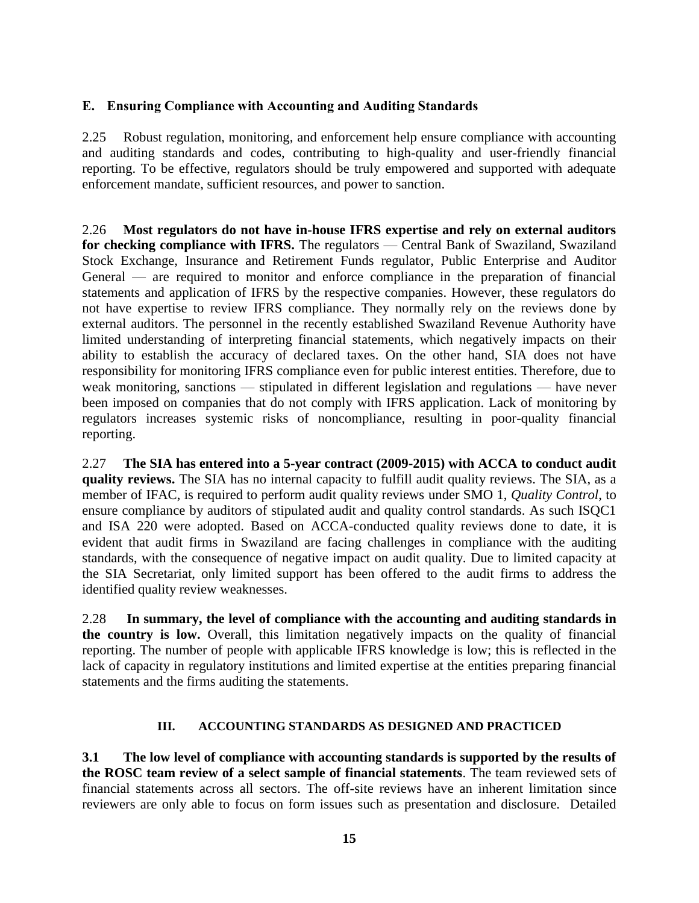## E. Ensuring Compliance with Accounting and Auditing Standards

2.25 Robust regulation, monitoring, and enforcement help ensure compliance with accounting and auditing standards and codes, contributing to high-quality and user-friendly financial reporting. To be effective, regulators should be truly empowered and supported with adequate enforcement mandate, sufficient resources, and power to sanction.

2.26 **Most regulators do not have in-house IFRS expertise and rely on external auditors for checking compliance with IFRS.** The regulators — Central Bank of Swaziland, Swaziland Stock Exchange, Insurance and Retirement Funds regulator, Public Enterprise and Auditor General — are required to monitor and enforce compliance in the preparation of financial statements and application of IFRS by the respective companies. However, these regulators do not have expertise to review IFRS compliance. They normally rely on the reviews done by external auditors. The personnel in the recently established Swaziland Revenue Authority have limited understanding of interpreting financial statements, which negatively impacts on their ability to establish the accuracy of declared taxes. On the other hand, SIA does not have responsibility for monitoring IFRS compliance even for public interest entities. Therefore, due to weak monitoring, sanctions — stipulated in different legislation and regulations — have never been imposed on companies that do not comply with IFRS application. Lack of monitoring by regulators increases systemic risks of noncompliance, resulting in poor-quality financial reporting.

2.27 **The SIA has entered into a 5-year contract (2009-2015) with ACCA to conduct audit quality reviews.** The SIA has no internal capacity to fulfill audit quality reviews. The SIA, as a member of IFAC, is required to perform audit quality reviews under SMO 1, *Quality Control*, to ensure compliance by auditors of stipulated audit and quality control standards. As such ISQC1 and ISA 220 were adopted. Based on ACCA-conducted quality reviews done to date, it is evident that audit firms in Swaziland are facing challenges in compliance with the auditing standards, with the consequence of negative impact on audit quality. Due to limited capacity at the SIA Secretariat, only limited support has been offered to the audit firms to address the identified quality review weaknesses.

2.28 **In summary, the level of compliance with the accounting and auditing standards in the country is low.** Overall, this limitation negatively impacts on the quality of financial reporting. The number of people with applicable IFRS knowledge is low; this is reflected in the lack of capacity in regulatory institutions and limited expertise at the entities preparing financial statements and the firms auditing the statements.

# III. ACCOUNTING STANDARDS AS DESIGNED AND PRACTICED

**3.1 The low level of compliance with accounting standards is supported by the results of the ROSC team review of a select sample of financial statements**. The team reviewed sets of financial statements across all sectors. The off-site reviews have an inherent limitation since reviewers are only able to focus on form issues such as presentation and disclosure. Detailed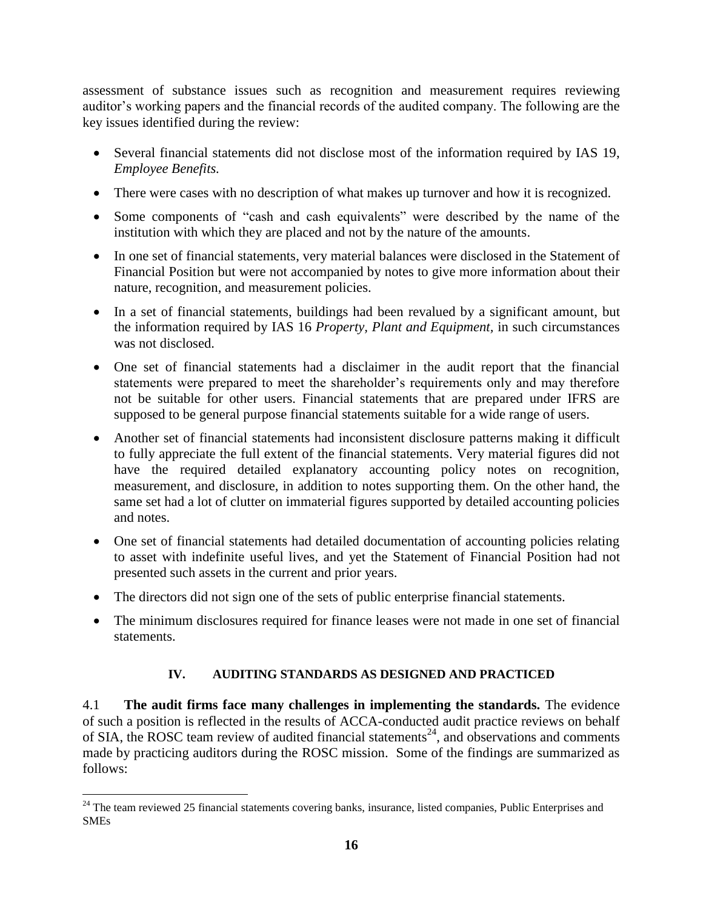assessment of substance issues such as recognition and measurement requires reviewing auditor's working papers and the financial records of the audited company. The following are the key issues identified during the review:

- Several financial statements did not disclose most of the information required by IAS 19, *Employee Benefits.*
- There were cases with no description of what makes up turnover and how it is recognized.
- Some components of "cash and cash equivalents" were described by the name of the institution with which they are placed and not by the nature of the amounts.
- In one set of financial statements, very material balances were disclosed in the Statement of Financial Position but were not accompanied by notes to give more information about their nature, recognition, and measurement policies.
- In a set of financial statements, buildings had been revalued by a significant amount, but the information required by IAS 16 *Property, Plant and Equipment,* in such circumstances was not disclosed.
- One set of financial statements had a disclaimer in the audit report that the financial statements were prepared to meet the shareholder's requirements only and may therefore not be suitable for other users. Financial statements that are prepared under IFRS are supposed to be general purpose financial statements suitable for a wide range of users.
- Another set of financial statements had inconsistent disclosure patterns making it difficult to fully appreciate the full extent of the financial statements. Very material figures did not have the required detailed explanatory accounting policy notes on recognition, measurement, and disclosure, in addition to notes supporting them. On the other hand, the same set had a lot of clutter on immaterial figures supported by detailed accounting policies and notes.
- One set of financial statements had detailed documentation of accounting policies relating to asset with indefinite useful lives, and yet the Statement of Financial Position had not presented such assets in the current and prior years.
- The directors did not sign one of the sets of public enterprise financial statements.
- The minimum disclosures required for finance leases were not made in one set of financial statements.

## IV. AUDITING STANDARDS AS DESIGNED AND PRACTICED

4.1 **The audit firms face many challenges in implementing the standards.** The evidence of such a position is reflected in the results of ACCA-conducted audit practice reviews on behalf of SIA, the ROSC team review of audited financial statements[24], and observations and comments made by practicing auditors during the ROSC mission. Some of the findings are summarized as follows:

[24] The team reviewed 25 financial statements covering banks, insurance, listed companies, Public Enterprises and SMEs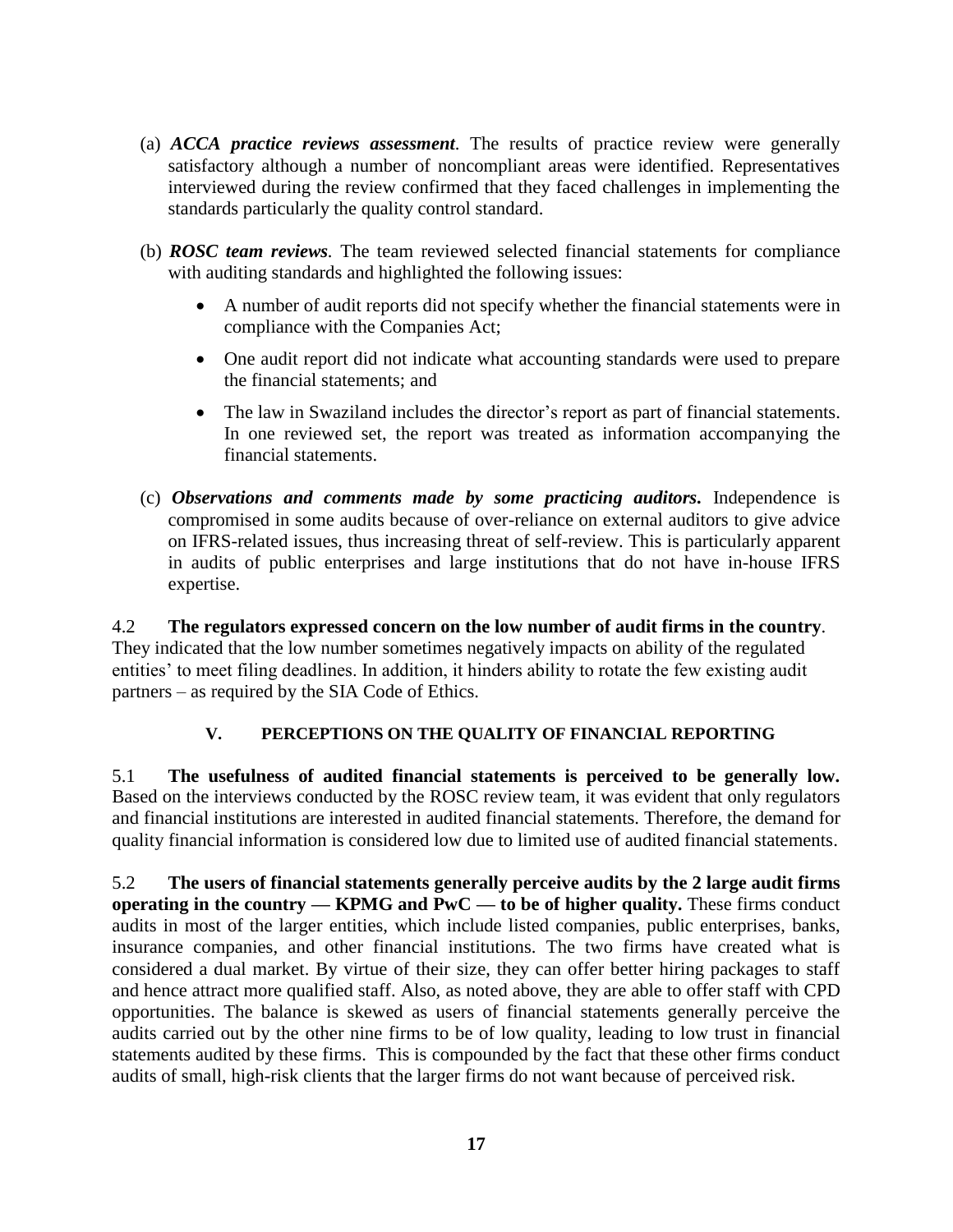(a) ***ACCA practice reviews assessment***. The results of practice review were generally satisfactory although a number of noncompliant areas were identified. Representatives interviewed during the review confirmed that they faced challenges in implementing the standards particularly the quality control standard.

(b) ***ROSC team reviews***. The team reviewed selected financial statements for compliance with auditing standards and highlighted the following issues:

- A number of audit reports did not specify whether the financial statements were in compliance with the Companies Act;
- One audit report did not indicate what accounting standards were used to prepare the financial statements; and
- The law in Swaziland includes the director's report as part of financial statements. In one reviewed set, the report was treated as information accompanying the financial statements.

(c) ***Observations and comments made by some practicing auditors.*** Independence is compromised in some audits because of over-reliance on external auditors to give advice on IFRS-related issues, thus increasing threat of self-review. This is particularly apparent in audits of public enterprises and large institutions that do not have in-house IFRS expertise.

4.2 **The regulators expressed concern on the low number of audit firms in the country**. They indicated that the low number sometimes negatively impacts on ability of the regulated entities' to meet filing deadlines. In addition, it hinders ability to rotate the few existing audit partners – as required by the SIA Code of Ethics.

## V. PERCEPTIONS ON THE QUALITY OF FINANCIAL REPORTING

5.1 **The usefulness of audited financial statements is perceived to be generally low.** Based on the interviews conducted by the ROSC review team, it was evident that only regulators and financial institutions are interested in audited financial statements. Therefore, the demand for quality financial information is considered low due to limited use of audited financial statements.

5.2 **The users of financial statements generally perceive audits by the 2 large audit firms operating in the country — KPMG and PwC — to be of higher quality.** These firms conduct audits in most of the larger entities, which include listed companies, public enterprises, banks, insurance companies, and other financial institutions. The two firms have created what is considered a dual market. By virtue of their size, they can offer better hiring packages to staff and hence attract more qualified staff. Also, as noted above, they are able to offer staff with CPD opportunities. The balance is skewed as users of financial statements generally perceive the audits carried out by the other nine firms to be of low quality, leading to low trust in financial statements audited by these firms. This is compounded by the fact that these other firms conduct audits of small, high-risk clients that the larger firms do not want because of perceived risk.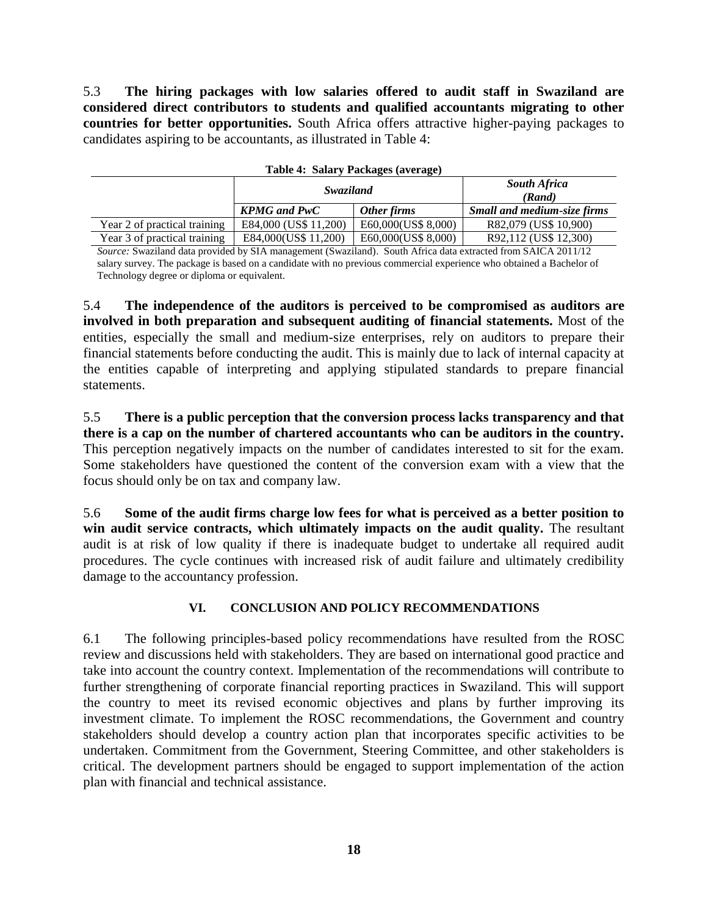5.3 **The hiring packages with low salaries offered to audit staff in Swaziland are considered direct contributors to students and qualified accountants migrating to other countries for better opportunities.** South Africa offers attractive higher-paying packages to candidates aspiring to be accountants, as illustrated in Table 4:

**Table 4: Salary Packages (average)**

| | *Swaziland* | | *South Africa (Rand)* |
|---|---|---|---|
| | ***KPMG and PwC*** | ***Other firms*** | ***Small and medium-size firms*** |
| Year 2 of practical training | E84,000 (US$ 11,200) | E60,000(US$ 8,000) | R82,079 (US$ 10,900) |
| Year 3 of practical training | E84,000(US$ 11,200) | E60,000(US$ 8,000) | R92,112 (US$ 12,300) |

*Source:* Swaziland data provided by SIA management (Swaziland). South Africa data extracted from SAICA 2011/12 salary survey. The package is based on a candidate with no previous commercial experience who obtained a Bachelor of Technology degree or diploma or equivalent.

5.4 **The independence of the auditors is perceived to be compromised as auditors are involved in both preparation and subsequent auditing of financial statements.** Most of the entities, especially the small and medium-size enterprises, rely on auditors to prepare their financial statements before conducting the audit. This is mainly due to lack of internal capacity at the entities capable of interpreting and applying stipulated standards to prepare financial statements.

5.5 **There is a public perception that the conversion process lacks transparency and that there is a cap on the number of chartered accountants who can be auditors in the country.** This perception negatively impacts on the number of candidates interested to sit for the exam. Some stakeholders have questioned the content of the conversion exam with a view that the focus should only be on tax and company law.

5.6 **Some of the audit firms charge low fees for what is perceived as a better position to win audit service contracts, which ultimately impacts on the audit quality.** The resultant audit is at risk of low quality if there is inadequate budget to undertake all required audit procedures. The cycle continues with increased risk of audit failure and ultimately credibility damage to the accountancy profession.

## VI. CONCLUSION AND POLICY RECOMMENDATIONS

6.1 The following principles-based policy recommendations have resulted from the ROSC review and discussions held with stakeholders. They are based on international good practice and take into account the country context. Implementation of the recommendations will contribute to further strengthening of corporate financial reporting practices in Swaziland. This will support the country to meet its revised economic objectives and plans by further improving its investment climate. To implement the ROSC recommendations, the Government and country stakeholders should develop a country action plan that incorporates specific activities to be undertaken. Commitment from the Government, Steering Committee, and other stakeholders is critical. The development partners should be engaged to support implementation of the action plan with financial and technical assistance.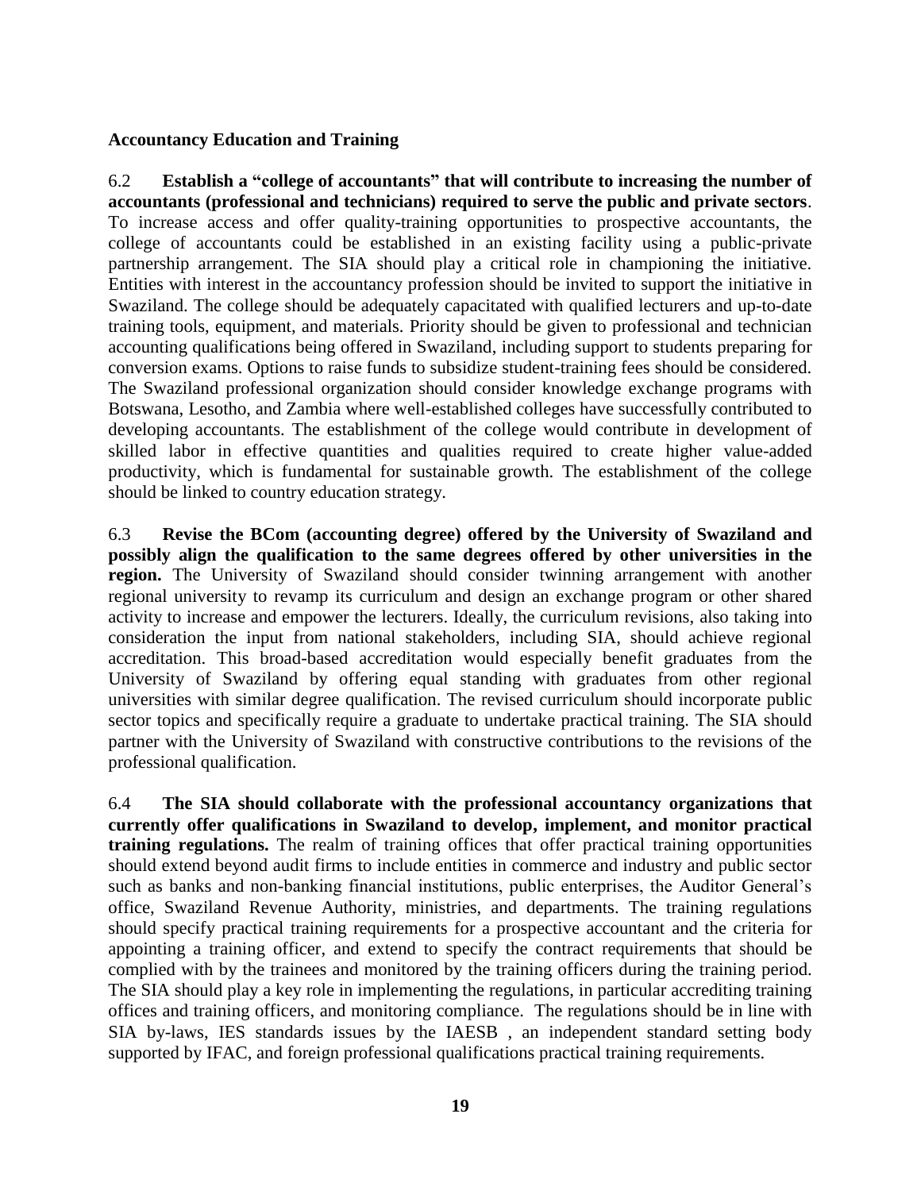**Accountancy Education and Training**

6.2 **Establish a "college of accountants" that will contribute to increasing the number of accountants (professional and technicians) required to serve the public and private sectors**. To increase access and offer quality-training opportunities to prospective accountants, the college of accountants could be established in an existing facility using a public-private partnership arrangement. The SIA should play a critical role in championing the initiative. Entities with interest in the accountancy profession should be invited to support the initiative in Swaziland. The college should be adequately capacitated with qualified lecturers and up-to-date training tools, equipment, and materials. Priority should be given to professional and technician accounting qualifications being offered in Swaziland, including support to students preparing for conversion exams. Options to raise funds to subsidize student-training fees should be considered. The Swaziland professional organization should consider knowledge exchange programs with Botswana, Lesotho, and Zambia where well-established colleges have successfully contributed to developing accountants. The establishment of the college would contribute in development of skilled labor in effective quantities and qualities required to create higher value-added productivity, which is fundamental for sustainable growth. The establishment of the college should be linked to country education strategy.

6.3 **Revise the BCom (accounting degree) offered by the University of Swaziland and possibly align the qualification to the same degrees offered by other universities in the region.** The University of Swaziland should consider twinning arrangement with another regional university to revamp its curriculum and design an exchange program or other shared activity to increase and empower the lecturers. Ideally, the curriculum revisions, also taking into consideration the input from national stakeholders, including SIA, should achieve regional accreditation. This broad-based accreditation would especially benefit graduates from the University of Swaziland by offering equal standing with graduates from other regional universities with similar degree qualification. The revised curriculum should incorporate public sector topics and specifically require a graduate to undertake practical training. The SIA should partner with the University of Swaziland with constructive contributions to the revisions of the professional qualification.

6.4 **The SIA should collaborate with the professional accountancy organizations that currently offer qualifications in Swaziland to develop, implement, and monitor practical training regulations.** The realm of training offices that offer practical training opportunities should extend beyond audit firms to include entities in commerce and industry and public sector such as banks and non-banking financial institutions, public enterprises, the Auditor General's office, Swaziland Revenue Authority, ministries, and departments. The training regulations should specify practical training requirements for a prospective accountant and the criteria for appointing a training officer, and extend to specify the contract requirements that should be complied with by the trainees and monitored by the training officers during the training period. The SIA should play a key role in implementing the regulations, in particular accrediting training offices and training officers, and monitoring compliance. The regulations should be in line with SIA by-laws, IES standards issues by the IAESB , an independent standard setting body supported by IFAC, and foreign professional qualifications practical training requirements.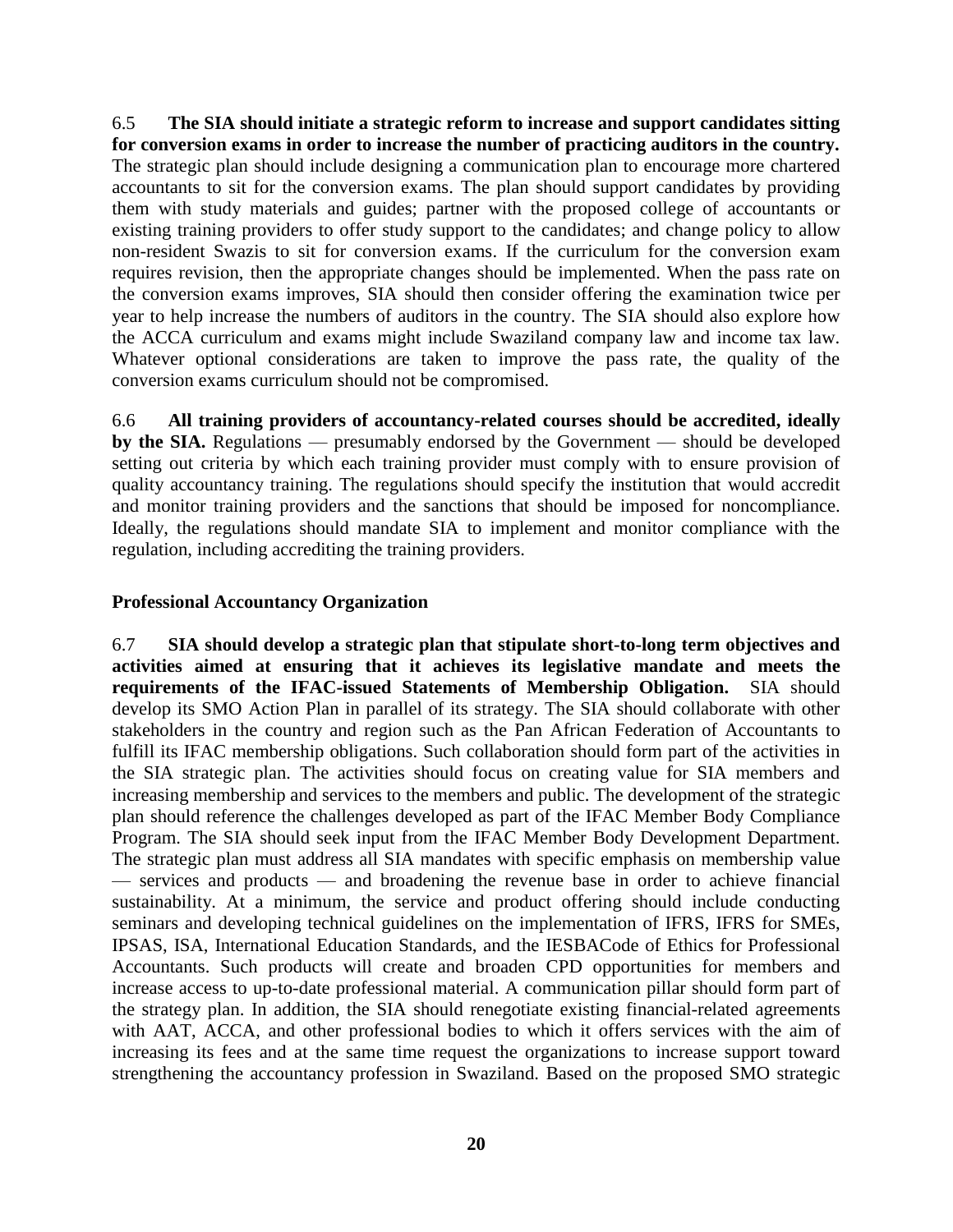6.5 **The SIA should initiate a strategic reform to increase and support candidates sitting for conversion exams in order to increase the number of practicing auditors in the country.** The strategic plan should include designing a communication plan to encourage more chartered accountants to sit for the conversion exams. The plan should support candidates by providing them with study materials and guides; partner with the proposed college of accountants or existing training providers to offer study support to the candidates; and change policy to allow non-resident Swazis to sit for conversion exams. If the curriculum for the conversion exam requires revision, then the appropriate changes should be implemented. When the pass rate on the conversion exams improves, SIA should then consider offering the examination twice per year to help increase the numbers of auditors in the country. The SIA should also explore how the ACCA curriculum and exams might include Swaziland company law and income tax law. Whatever optional considerations are taken to improve the pass rate, the quality of the conversion exams curriculum should not be compromised.

6.6 **All training providers of accountancy-related courses should be accredited, ideally by the SIA.** Regulations — presumably endorsed by the Government — should be developed setting out criteria by which each training provider must comply with to ensure provision of quality accountancy training. The regulations should specify the institution that would accredit and monitor training providers and the sanctions that should be imposed for noncompliance. Ideally, the regulations should mandate SIA to implement and monitor compliance with the regulation, including accrediting the training providers.

**Professional Accountancy Organization**

6.7 **SIA should develop a strategic plan that stipulate short-to-long term objectives and activities aimed at ensuring that it achieves its legislative mandate and meets the requirements of the IFAC-issued Statements of Membership Obligation.** SIA should develop its SMO Action Plan in parallel of its strategy. The SIA should collaborate with other stakeholders in the country and region such as the Pan African Federation of Accountants to fulfill its IFAC membership obligations. Such collaboration should form part of the activities in the SIA strategic plan. The activities should focus on creating value for SIA members and increasing membership and services to the members and public. The development of the strategic plan should reference the challenges developed as part of the IFAC Member Body Compliance Program. The SIA should seek input from the IFAC Member Body Development Department. The strategic plan must address all SIA mandates with specific emphasis on membership value — services and products — and broadening the revenue base in order to achieve financial sustainability. At a minimum, the service and product offering should include conducting seminars and developing technical guidelines on the implementation of IFRS, IFRS for SMEs, IPSAS, ISA, International Education Standards, and the IESBACode of Ethics for Professional Accountants. Such products will create and broaden CPD opportunities for members and increase access to up-to-date professional material. A communication pillar should form part of the strategy plan. In addition, the SIA should renegotiate existing financial-related agreements with AAT, ACCA, and other professional bodies to which it offers services with the aim of increasing its fees and at the same time request the organizations to increase support toward strengthening the accountancy profession in Swaziland. Based on the proposed SMO strategic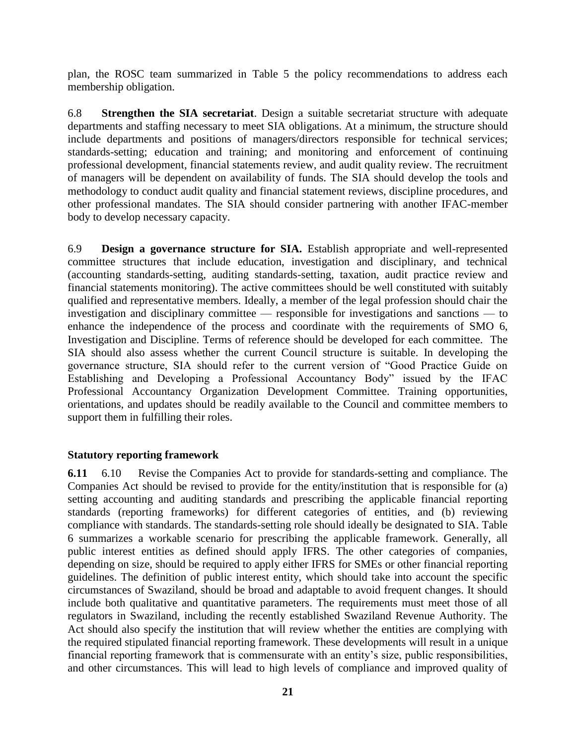plan, the ROSC team summarized in Table 5 the policy recommendations to address each membership obligation.

6.8 **Strengthen the SIA secretariat**. Design a suitable secretariat structure with adequate departments and staffing necessary to meet SIA obligations. At a minimum, the structure should include departments and positions of managers/directors responsible for technical services; standards-setting; education and training; and monitoring and enforcement of continuing professional development, financial statements review, and audit quality review. The recruitment of managers will be dependent on availability of funds. The SIA should develop the tools and methodology to conduct audit quality and financial statement reviews, discipline procedures, and other professional mandates. The SIA should consider partnering with another IFAC-member body to develop necessary capacity.

6.9 **Design a governance structure for SIA.** Establish appropriate and well-represented committee structures that include education, investigation and disciplinary, and technical (accounting standards-setting, auditing standards-setting, taxation, audit practice review and financial statements monitoring). The active committees should be well constituted with suitably qualified and representative members. Ideally, a member of the legal profession should chair the investigation and disciplinary committee — responsible for investigations and sanctions — to enhance the independence of the process and coordinate with the requirements of SMO 6, Investigation and Discipline. Terms of reference should be developed for each committee. The SIA should also assess whether the current Council structure is suitable. In developing the governance structure, SIA should refer to the current version of "Good Practice Guide on Establishing and Developing a Professional Accountancy Body" issued by the IFAC Professional Accountancy Organization Development Committee. Training opportunities, orientations, and updates should be readily available to the Council and committee members to support them in fulfilling their roles.

### Statutory reporting framework

**6.11** 6.10 Revise the Companies Act to provide for standards-setting and compliance. The Companies Act should be revised to provide for the entity/institution that is responsible for (a) setting accounting and auditing standards and prescribing the applicable financial reporting standards (reporting frameworks) for different categories of entities, and (b) reviewing compliance with standards. The standards-setting role should ideally be designated to SIA. Table 6 summarizes a workable scenario for prescribing the applicable framework. Generally, all public interest entities as defined should apply IFRS. The other categories of companies, depending on size, should be required to apply either IFRS for SMEs or other financial reporting guidelines. The definition of public interest entity, which should take into account the specific circumstances of Swaziland, should be broad and adaptable to avoid frequent changes. It should include both qualitative and quantitative parameters. The requirements must meet those of all regulators in Swaziland, including the recently established Swaziland Revenue Authority. The Act should also specify the institution that will review whether the entities are complying with the required stipulated financial reporting framework. These developments will result in a unique financial reporting framework that is commensurate with an entity's size, public responsibilities, and other circumstances. This will lead to high levels of compliance and improved quality of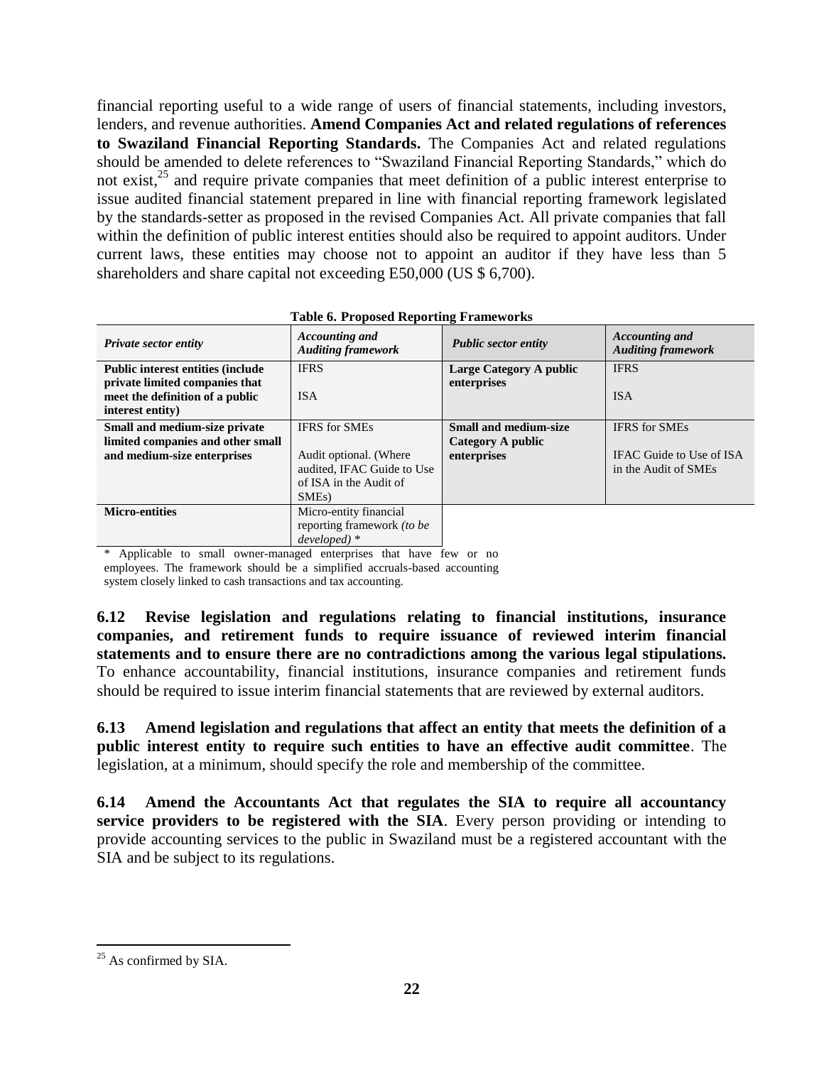financial reporting useful to a wide range of users of financial statements, including investors, lenders, and revenue authorities. **Amend Companies Act and related regulations of references to Swaziland Financial Reporting Standards.** The Companies Act and related regulations should be amended to delete references to "Swaziland Financial Reporting Standards," which do not exist,[25] and require private companies that meet definition of a public interest enterprise to issue audited financial statement prepared in line with financial reporting framework legislated by the standards-setter as proposed in the revised Companies Act. All private companies that fall within the definition of public interest entities should also be required to appoint auditors. Under current laws, these entities may choose not to appoint an auditor if they have less than 5 shareholders and share capital not exceeding E50,000 (US $ 6,700).

**Table 6. Proposed Reporting Frameworks**

| *Private sector entity* | *Accounting and Auditing framework* | *Public sector entity* | *Accounting and Auditing framework* |
|---|---|---|---|
| **Public interest entities (include private limited companies that meet the definition of a public interest entity)** | IFRS<br><br>ISA | **Large Category A public enterprises** | IFRS<br><br>ISA |
| **Small and medium-size private limited companies and other small and medium-size enterprises** | IFRS for SMEs<br><br>Audit optional. (Where audited, IFAC Guide to Use of ISA in the Audit of SMEs) | **Small and medium-size Category A public enterprises** | IFRS for SMEs<br><br>IFAC Guide to Use of ISA in the Audit of SMEs |
| **Micro-entities** | Micro-entity financial reporting framework *(to be developed)* * | | |

\* Applicable to small owner-managed enterprises that have few or no employees. The framework should be a simplified accruals-based accounting system closely linked to cash transactions and tax accounting.

**6.12 Revise legislation and regulations relating to financial institutions, insurance companies, and retirement funds to require issuance of reviewed interim financial statements and to ensure there are no contradictions among the various legal stipulations.** To enhance accountability, financial institutions, insurance companies and retirement funds should be required to issue interim financial statements that are reviewed by external auditors.

**6.13 Amend legislation and regulations that affect an entity that meets the definition of a public interest entity to require such entities to have an effective audit committee**. The legislation, at a minimum, should specify the role and membership of the committee.

**6.14 Amend the Accountants Act that regulates the SIA to require all accountancy service providers to be registered with the SIA**. Every person providing or intending to provide accounting services to the public in Swaziland must be a registered accountant with the SIA and be subject to its regulations.

[25] As confirmed by SIA.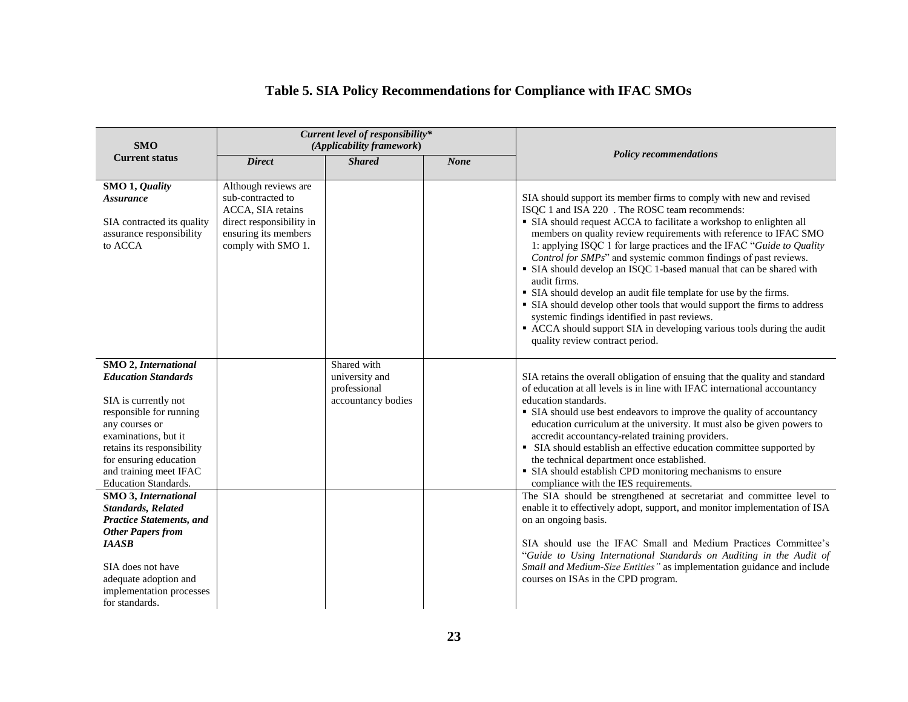# Table 5. SIA Policy Recommendations for Compliance with IFAC SMOs

| SMO<br>Current status | Current level of responsibility* (Applicability framework) | | | Policy recommendations |
|---|---|---|---|---|
| | *Direct* | *Shared* | *None* | |
| **SMO 1, *Quality Assurance***<br><br>SIA contracted its quality assurance responsibility to ACCA | Although reviews are sub-contracted to ACCA, SIA retains direct responsibility in ensuring its members comply with SMO 1. | | | SIA should support its member firms to comply with new and revised ISQC 1 and ISA 220 . The ROSC team recommends:<br>▪ SIA should request ACCA to facilitate a workshop to enlighten all members on quality review requirements with reference to IFAC SMO 1: applying ISQC 1 for large practices and the IFAC "*Guide to Quality Control for SMPs*" and systemic common findings of past reviews.<br>▪ SIA should develop an ISQC 1-based manual that can be shared with audit firms.<br>▪ SIA should develop an audit file template for use by the firms.<br>▪ SIA should develop other tools that would support the firms to address systemic findings identified in past reviews.<br>▪ ACCA should support SIA in developing various tools during the audit quality review contract period. |
| **SMO 2, *International Education Standards***<br><br>SIA is currently not responsible for running any courses or examinations, but it retains its responsibility for ensuring education and training meet IFAC Education Standards. | | Shared with university and professional accountancy bodies | | SIA retains the overall obligation of ensuing that the quality and standard of education at all levels is in line with IFAC international accountancy education standards.<br>▪ SIA should use best endeavors to improve the quality of accountancy education curriculum at the university. It must also be given powers to accredit accountancy-related training providers.<br>▪ SIA should establish an effective education committee supported by the technical department once established.<br>▪ SIA should establish CPD monitoring mechanisms to ensure compliance with the IES requirements. |
| **SMO 3, *International Standards, Related Practice Statements, and Other Papers from IAASB***<br><br>SIA does not have adequate adoption and implementation processes for standards. | | | | The SIA should be strengthened at secretariat and committee level to enable it to effectively adopt, support, and monitor implementation of ISA on an ongoing basis.<br><br>SIA should use the IFAC Small and Medium Practices Committee's "*Guide to Using International Standards on Auditing in the Audit of Small and Medium-Size Entities"* as implementation guidance and include courses on ISAs in the CPD program. |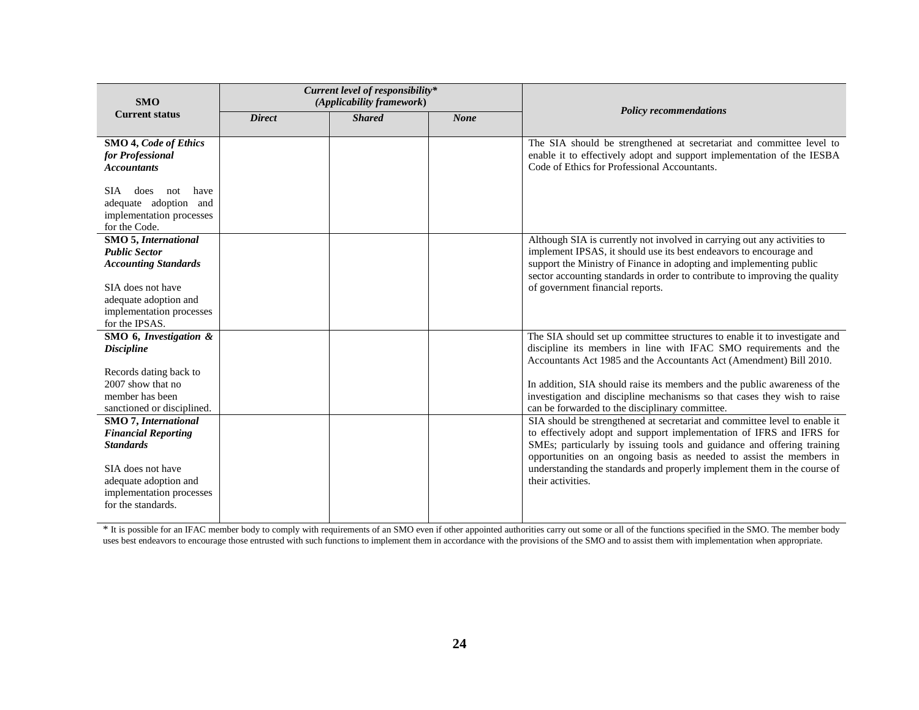| SMO Current status | Current level of responsibility* (Applicability framework) | | | Policy recommendations |
|---|---|---|---|---|
| | *Direct* | *Shared* | *None* | |
| **SMO 4, *Code of Ethics for Professional Accountants***<br><br>SIA does not have adequate adoption and implementation processes for the Code. | | | | The SIA should be strengthened at secretariat and committee level to enable it to effectively adopt and support implementation of the IESBA Code of Ethics for Professional Accountants. |
| **SMO 5, *International Public Sector Accounting Standards***<br><br>SIA does not have adequate adoption and implementation processes for the IPSAS. | | | | Although SIA is currently not involved in carrying out any activities to implement IPSAS, it should use its best endeavors to encourage and support the Ministry of Finance in adopting and implementing public sector accounting standards in order to contribute to improving the quality of government financial reports. |
| **SMO 6, *Investigation & Discipline***<br><br>Records dating back to 2007 show that no member has been sanctioned or disciplined. | | | | The SIA should set up committee structures to enable it to investigate and discipline its members in line with IFAC SMO requirements and the Accountants Act 1985 and the Accountants Act (Amendment) Bill 2010.<br><br>In addition, SIA should raise its members and the public awareness of the investigation and discipline mechanisms so that cases they wish to raise can be forwarded to the disciplinary committee. |
| **SMO 7, *International Financial Reporting Standards***<br><br>SIA does not have adequate adoption and implementation processes for the standards. | | | | SIA should be strengthened at secretariat and committee level to enable it to effectively adopt and support implementation of IFRS and IFRS for SMEs; particularly by issuing tools and guidance and offering training opportunities on an ongoing basis as needed to assist the members in understanding the standards and properly implement them in the course of their activities. |

\* It is possible for an IFAC member body to comply with requirements of an SMO even if other appointed authorities carry out some or all of the functions specified in the SMO. The member body uses best endeavors to encourage those entrusted with such functions to implement them in accordance with the provisions of the SMO and to assist them with implementation when appropriate.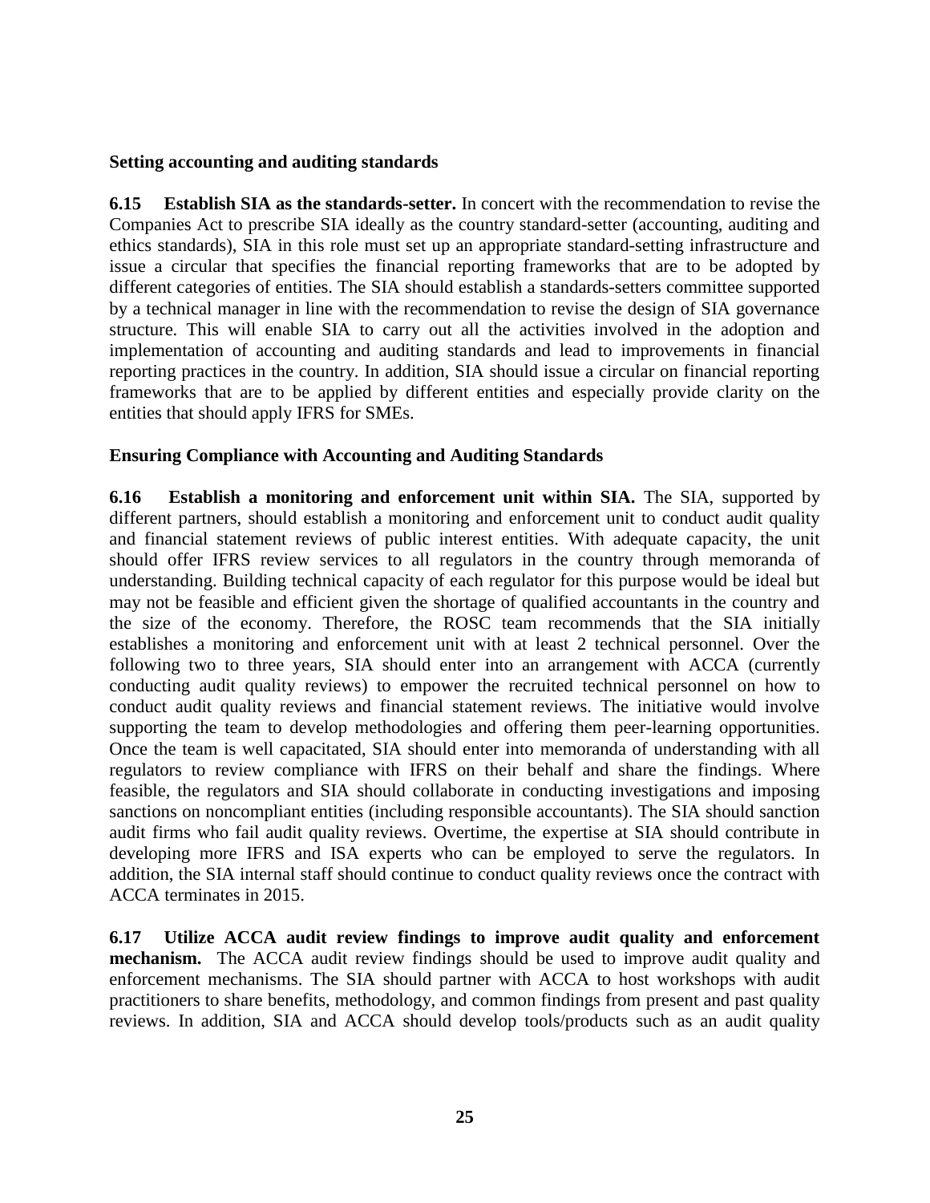### Setting accounting and auditing standards

**6.15 Establish SIA as the standards-setter.** In concert with the recommendation to revise the Companies Act to prescribe SIA ideally as the country standard-setter (accounting, auditing and ethics standards), SIA in this role must set up an appropriate standard-setting infrastructure and issue a circular that specifies the financial reporting frameworks that are to be adopted by different categories of entities. The SIA should establish a standards-setters committee supported by a technical manager in line with the recommendation to revise the design of SIA governance structure. This will enable SIA to carry out all the activities involved in the adoption and implementation of accounting and auditing standards and lead to improvements in financial reporting practices in the country. In addition, SIA should issue a circular on financial reporting frameworks that are to be applied by different entities and especially provide clarity on the entities that should apply IFRS for SMEs.

### Ensuring Compliance with Accounting and Auditing Standards

**6.16 Establish a monitoring and enforcement unit within SIA.** The SIA, supported by different partners, should establish a monitoring and enforcement unit to conduct audit quality and financial statement reviews of public interest entities. With adequate capacity, the unit should offer IFRS review services to all regulators in the country through memoranda of understanding. Building technical capacity of each regulator for this purpose would be ideal but may not be feasible and efficient given the shortage of qualified accountants in the country and the size of the economy. Therefore, the ROSC team recommends that the SIA initially establishes a monitoring and enforcement unit with at least 2 technical personnel. Over the following two to three years, SIA should enter into an arrangement with ACCA (currently conducting audit quality reviews) to empower the recruited technical personnel on how to conduct audit quality reviews and financial statement reviews. The initiative would involve supporting the team to develop methodologies and offering them peer-learning opportunities. Once the team is well capacitated, SIA should enter into memoranda of understanding with all regulators to review compliance with IFRS on their behalf and share the findings. Where feasible, the regulators and SIA should collaborate in conducting investigations and imposing sanctions on noncompliant entities (including responsible accountants). The SIA should sanction audit firms who fail audit quality reviews. Overtime, the expertise at SIA should contribute in developing more IFRS and ISA experts who can be employed to serve the regulators. In addition, the SIA internal staff should continue to conduct quality reviews once the contract with ACCA terminates in 2015.

**6.17 Utilize ACCA audit review findings to improve audit quality and enforcement mechanism.** The ACCA audit review findings should be used to improve audit quality and enforcement mechanisms. The SIA should partner with ACCA to host workshops with audit practitioners to share benefits, methodology, and common findings from present and past quality reviews. In addition, SIA and ACCA should develop tools/products such as an audit quality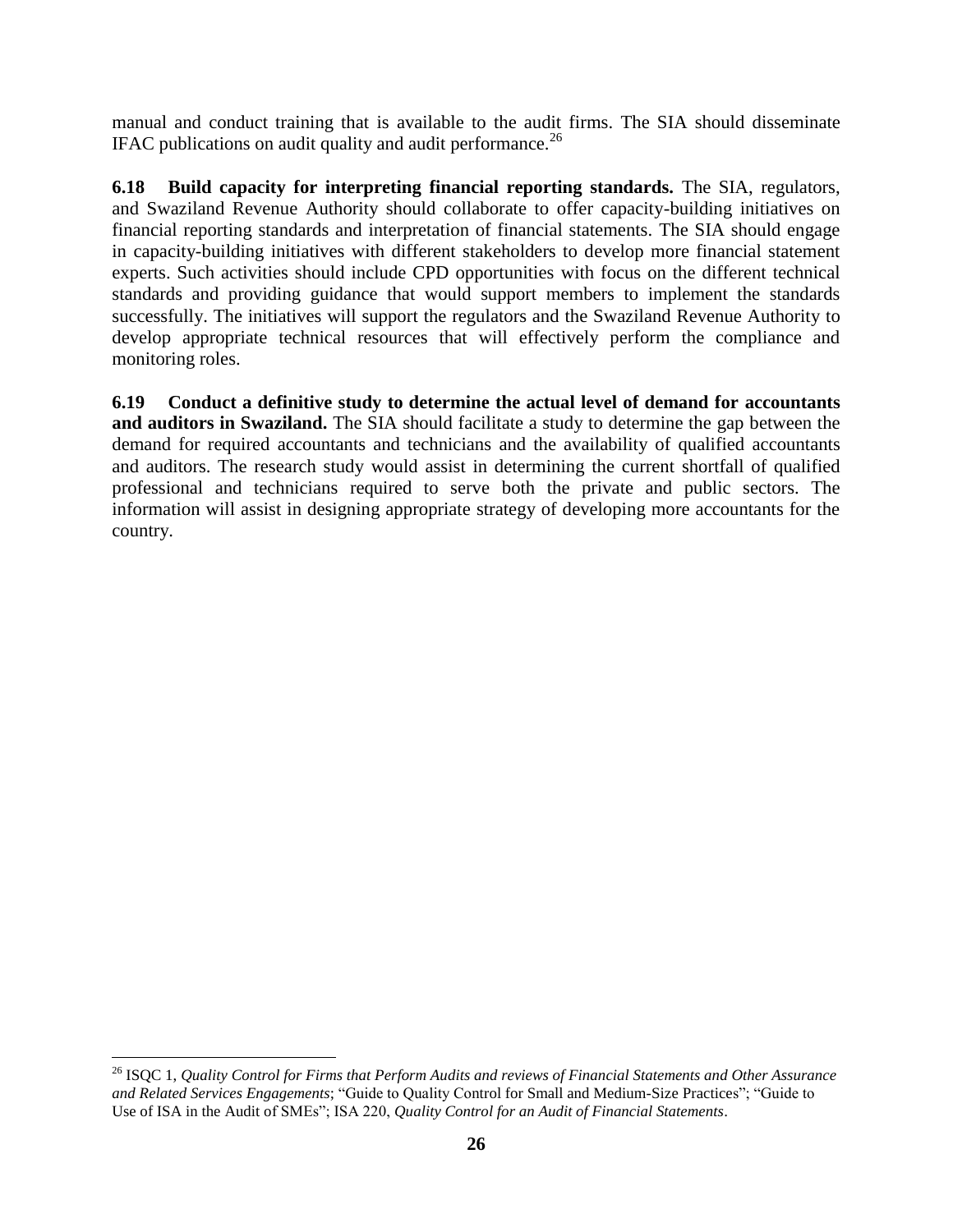manual and conduct training that is available to the audit firms. The SIA should disseminate IFAC publications on audit quality and audit performance.[26]

**6.18 Build capacity for interpreting financial reporting standards.** The SIA, regulators, and Swaziland Revenue Authority should collaborate to offer capacity-building initiatives on financial reporting standards and interpretation of financial statements. The SIA should engage in capacity-building initiatives with different stakeholders to develop more financial statement experts. Such activities should include CPD opportunities with focus on the different technical standards and providing guidance that would support members to implement the standards successfully. The initiatives will support the regulators and the Swaziland Revenue Authority to develop appropriate technical resources that will effectively perform the compliance and monitoring roles.

**6.19 Conduct a definitive study to determine the actual level of demand for accountants and auditors in Swaziland.** The SIA should facilitate a study to determine the gap between the demand for required accountants and technicians and the availability of qualified accountants and auditors. The research study would assist in determining the current shortfall of qualified professional and technicians required to serve both the private and public sectors. The information will assist in designing appropriate strategy of developing more accountants for the country.

---

[26] ISQC 1, *Quality Control for Firms that Perform Audits and reviews of Financial Statements and Other Assurance and Related Services Engagements*; "Guide to Quality Control for Small and Medium-Size Practices"; "Guide to Use of ISA in the Audit of SMEs"; ISA 220, *Quality Control for an Audit of Financial Statements*.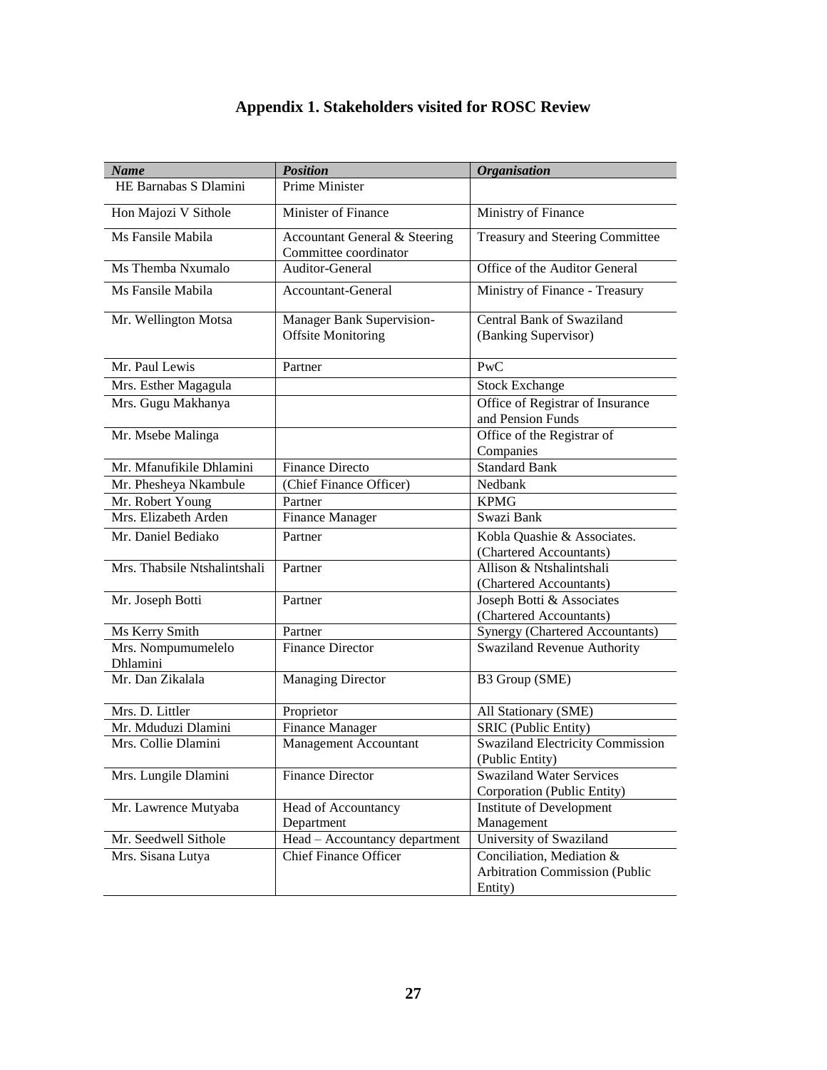## Appendix 1. Stakeholders visited for ROSC Review

| *Name* | *Position* | *Organisation* |
|---|---|---|
| HE Barnabas S Dlamini | Prime Minister | |
| Hon Majozi V Sithole | Minister of Finance | Ministry of Finance |
| Ms Fansile Mabila | Accountant General & Steering Committee coordinator | Treasury and Steering Committee |
| Ms Themba Nxumalo | Auditor-General | Office of the Auditor General |
| Ms Fansile Mabila | Accountant-General | Ministry of Finance - Treasury |
| Mr. Wellington Motsa | Manager Bank Supervision-Offsite Monitoring | Central Bank of Swaziland (Banking Supervisor) |
| Mr. Paul Lewis | Partner | PwC |
| Mrs. Esther Magagula | | Stock Exchange |
| Mrs. Gugu Makhanya | | Office of Registrar of Insurance and Pension Funds |
| Mr. Msebe Malinga | | Office of the Registrar of Companies |
| Mr. Mfanufikile Dhlamini | Finance Directo | Standard Bank |
| Mr. Phesheya Nkambule | (Chief Finance Officer) | Nedbank |
| Mr. Robert Young | Partner | KPMG |
| Mrs. Elizabeth Arden | Finance Manager | Swazi Bank |
| Mr. Daniel Bediako | Partner | Kobla Quashie & Associates. (Chartered Accountants) |
| Mrs. Thabsile Ntshalintshali | Partner | Allison & Ntshalintshali (Chartered Accountants) |
| Mr. Joseph Botti | Partner | Joseph Botti & Associates (Chartered Accountants) |
| Ms Kerry Smith | Partner | Synergy (Chartered Accountants) |
| Mrs. Nompumumelelo Dhlamini | Finance Director | Swaziland Revenue Authority |
| Mr. Dan Zikalala | Managing Director | B3 Group (SME) |
| Mrs. D. Littler | Proprietor | All Stationary (SME) |
| Mr. Mduduzi Dlamini | Finance Manager | SRIC (Public Entity) |
| Mrs. Collie Dlamini | Management Accountant | Swaziland Electricity Commission (Public Entity) |
| Mrs. Lungile Dlamini | Finance Director | Swaziland Water Services Corporation (Public Entity) |
| Mr. Lawrence Mutyaba | Head of Accountancy Department | Institute of Development Management |
| Mr. Seedwell Sithole | Head – Accountancy department | University of Swaziland |
| Mrs. Sisana Lutya | Chief Finance Officer | Conciliation, Mediation & Arbitration Commission (Public Entity) |